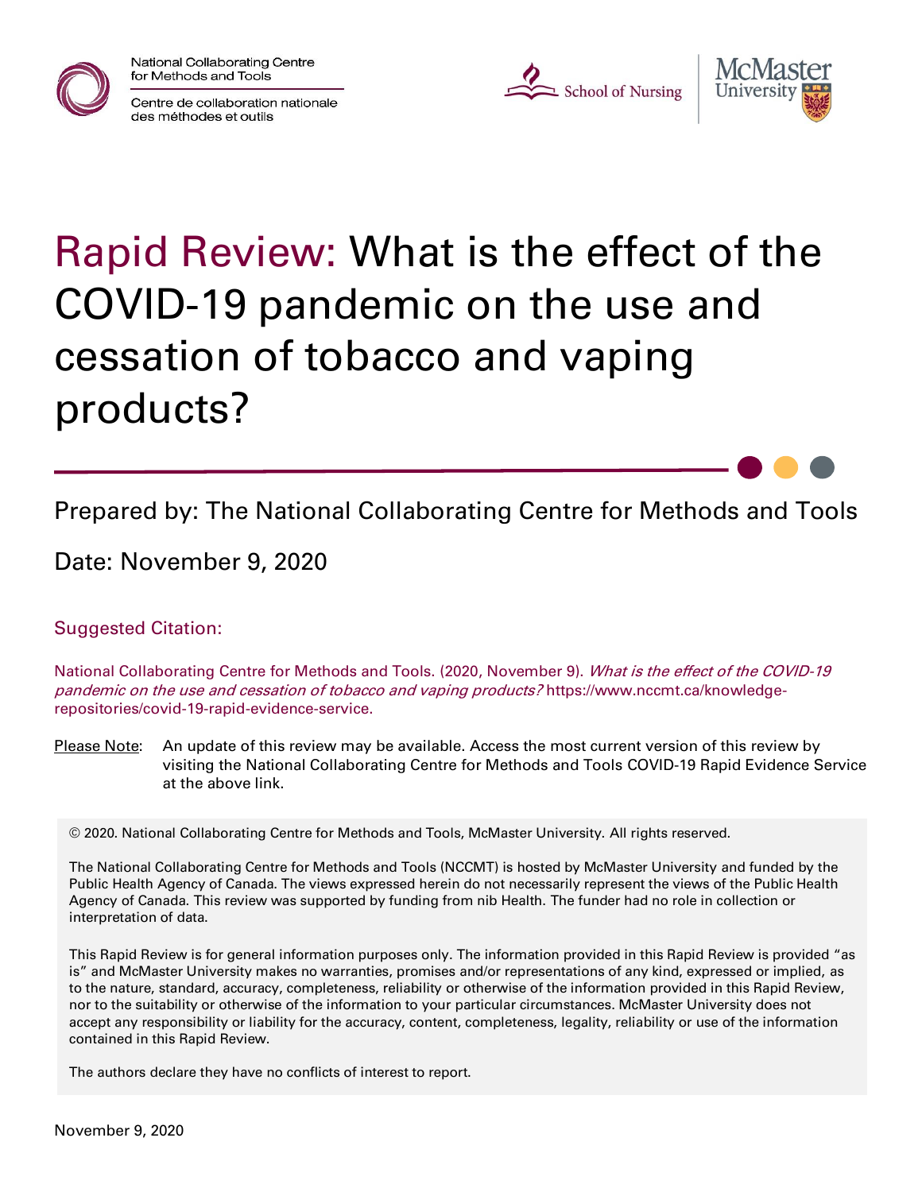National Collaborating Centre for Methods and Tools

Centre de collaboration nationale des méthodes et outils

School of Nursing | McMaster University

# Rapid Review: What is the effect of the COVID-19 pandemic on the use and cessation of tobacco and vaping products?

Prepared by: The National Collaborating Centre for Methods and Tools

Date: November 9, 2020

Suggested Citation:

National Collaborating Centre for Methods and Tools. (2020, November 9). *What is the effect of the COVID-19 pandemic on the use and cessation of tobacco and vaping products?* https://www.nccmt.ca/knowledge-repositories/covid-19-rapid-evidence-service.

Please Note: An update of this review may be available. Access the most current version of this review by visiting the National Collaborating Centre for Methods and Tools COVID-19 Rapid Evidence Service at the above link.

© 2020. National Collaborating Centre for Methods and Tools, McMaster University. All rights reserved.

The National Collaborating Centre for Methods and Tools (NCCMT) is hosted by McMaster University and funded by the Public Health Agency of Canada. The views expressed herein do not necessarily represent the views of the Public Health Agency of Canada. This review was supported by funding from nib Health. The funder had no role in collection or interpretation of data.

This Rapid Review is for general information purposes only. The information provided in this Rapid Review is provided "as is" and McMaster University makes no warranties, promises and/or representations of any kind, expressed or implied, as to the nature, standard, accuracy, completeness, reliability or otherwise of the information provided in this Rapid Review, nor to the suitability or otherwise of the information to your particular circumstances. McMaster University does not accept any responsibility or liability for the accuracy, content, completeness, legality, reliability or use of the information contained in this Rapid Review.

The authors declare they have no conflicts of interest to report.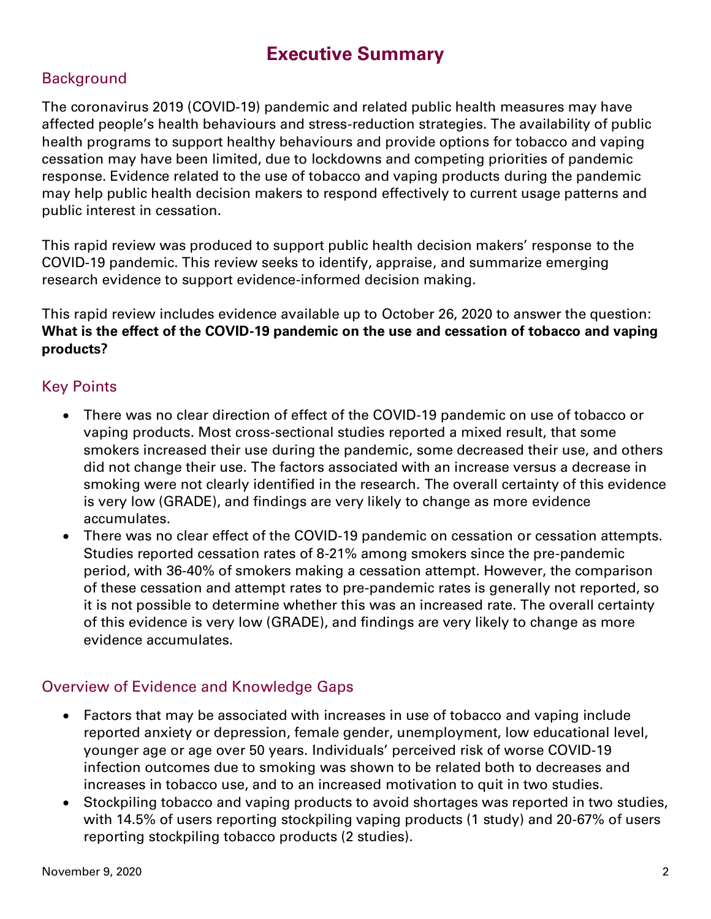# Executive Summary

## Background

The coronavirus 2019 (COVID-19) pandemic and related public health measures may have affected people's health behaviours and stress-reduction strategies. The availability of public health programs to support healthy behaviours and provide options for tobacco and vaping cessation may have been limited, due to lockdowns and competing priorities of pandemic response. Evidence related to the use of tobacco and vaping products during the pandemic may help public health decision makers to respond effectively to current usage patterns and public interest in cessation.

This rapid review was produced to support public health decision makers' response to the COVID-19 pandemic. This review seeks to identify, appraise, and summarize emerging research evidence to support evidence-informed decision making.

This rapid review includes evidence available up to October 26, 2020 to answer the question: **What is the effect of the COVID-19 pandemic on the use and cessation of tobacco and vaping products?**

## Key Points

- There was no clear direction of effect of the COVID-19 pandemic on use of tobacco or vaping products. Most cross-sectional studies reported a mixed result, that some smokers increased their use during the pandemic, some decreased their use, and others did not change their use. The factors associated with an increase versus a decrease in smoking were not clearly identified in the research. The overall certainty of this evidence is very low (GRADE), and findings are very likely to change as more evidence accumulates.
- There was no clear effect of the COVID-19 pandemic on cessation or cessation attempts. Studies reported cessation rates of 8-21% among smokers since the pre-pandemic period, with 36-40% of smokers making a cessation attempt. However, the comparison of these cessation and attempt rates to pre-pandemic rates is generally not reported, so it is not possible to determine whether this was an increased rate. The overall certainty of this evidence is very low (GRADE), and findings are very likely to change as more evidence accumulates.

## Overview of Evidence and Knowledge Gaps

- Factors that may be associated with increases in use of tobacco and vaping include reported anxiety or depression, female gender, unemployment, low educational level, younger age or age over 50 years. Individuals' perceived risk of worse COVID-19 infection outcomes due to smoking was shown to be related both to decreases and increases in tobacco use, and to an increased motivation to quit in two studies.
- Stockpiling tobacco and vaping products to avoid shortages was reported in two studies, with 14.5% of users reporting stockpiling vaping products (1 study) and 20-67% of users reporting stockpiling tobacco products (2 studies).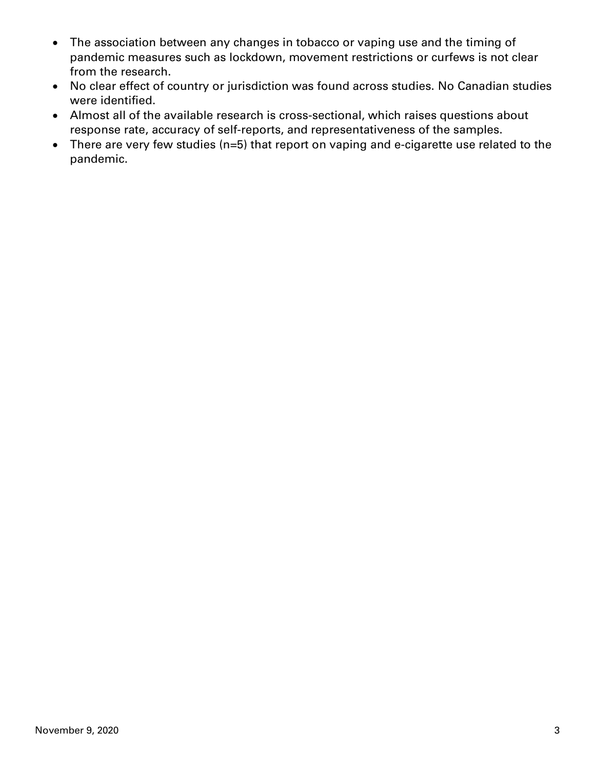- The association between any changes in tobacco or vaping use and the timing of pandemic measures such as lockdown, movement restrictions or curfews is not clear from the research.
- No clear effect of country or jurisdiction was found across studies. No Canadian studies were identified.
- Almost all of the available research is cross-sectional, which raises questions about response rate, accuracy of self-reports, and representativeness of the samples.
- There are very few studies (n=5) that report on vaping and e-cigarette use related to the pandemic.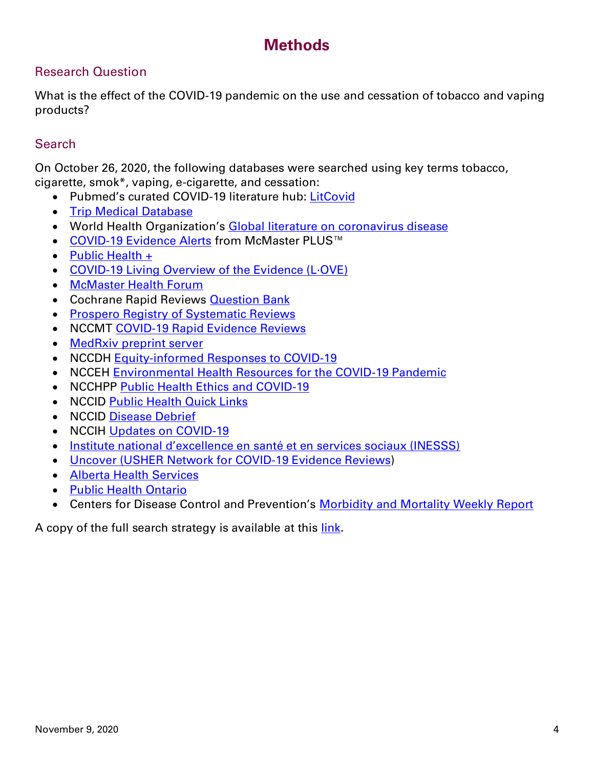# Methods

## Research Question

What is the effect of the COVID-19 pandemic on the use and cessation of tobacco and vaping products?

## Search

On October 26, 2020, the following databases were searched using key terms tobacco, cigarette, smok*, vaping, e-cigarette, and cessation:

- Pubmed's curated COVID-19 literature hub: LitCovid
- Trip Medical Database
- World Health Organization's Global literature on coronavirus disease
- COVID-19 Evidence Alerts from McMaster PLUS™
- Public Health +
- COVID-19 Living Overview of the Evidence (L·OVE)
- McMaster Health Forum
- Cochrane Rapid Reviews Question Bank
- Prospero Registry of Systematic Reviews
- NCCMT COVID-19 Rapid Evidence Reviews
- MedRxiv preprint server
- NCCDH Equity-informed Responses to COVID-19
- NCCEH Environmental Health Resources for the COVID-19 Pandemic
- NCCHPP Public Health Ethics and COVID-19
- NCCID Public Health Quick Links
- NCCID Disease Debrief
- NCCIH Updates on COVID-19
- Institute national d'excellence en santé et en services sociaux (INESSS)
- Uncover (USHER Network for COVID-19 Evidence Reviews)
- Alberta Health Services
- Public Health Ontario
- Centers for Disease Control and Prevention's Morbidity and Mortality Weekly Report

A copy of the full search strategy is available at this link.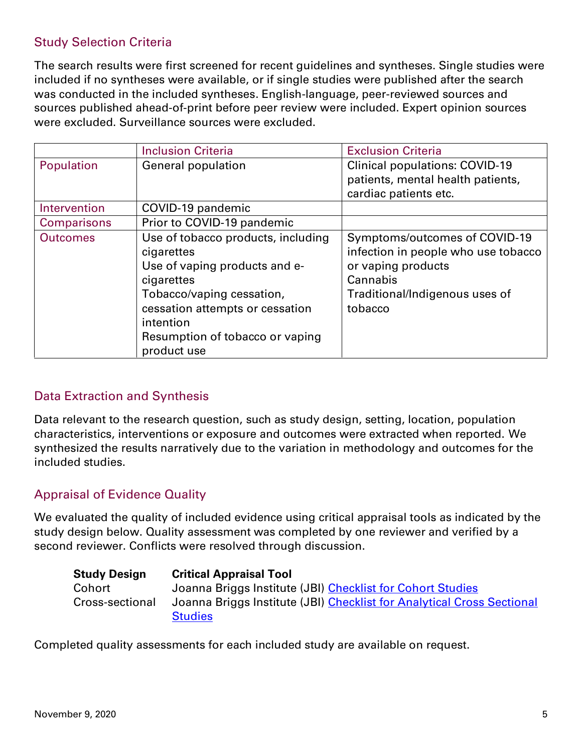## Study Selection Criteria

The search results were first screened for recent guidelines and syntheses. Single studies were included if no syntheses were available, or if single studies were published after the search was conducted in the included syntheses. English-language, peer-reviewed sources and sources published ahead-of-print before peer review were included. Expert opinion sources were excluded. Surveillance sources were excluded.

| | Inclusion Criteria | Exclusion Criteria |
|---|---|---|
| Population | General population | Clinical populations: COVID-19 patients, mental health patients, cardiac patients etc. |
| Intervention | COVID-19 pandemic | |
| Comparisons | Prior to COVID-19 pandemic | |
| Outcomes | Use of tobacco products, including cigarettes<br>Use of vaping products and e-cigarettes<br>Tobacco/vaping cessation, cessation attempts or cessation intention<br>Resumption of tobacco or vaping product use | Symptoms/outcomes of COVID-19 infection in people who use tobacco or vaping products<br>Cannabis<br>Traditional/Indigenous uses of tobacco |

## Data Extraction and Synthesis

Data relevant to the research question, such as study design, setting, location, population characteristics, interventions or exposure and outcomes were extracted when reported. We synthesized the results narratively due to the variation in methodology and outcomes for the included studies.

## Appraisal of Evidence Quality

We evaluated the quality of included evidence using critical appraisal tools as indicated by the study design below. Quality assessment was completed by one reviewer and verified by a second reviewer. Conflicts were resolved through discussion.

| **Study Design** | **Critical Appraisal Tool** |
|---|---|
| Cohort | Joanna Briggs Institute (JBI) Checklist for Cohort Studies |
| Cross-sectional | Joanna Briggs Institute (JBI) Checklist for Analytical Cross Sectional Studies |

Completed quality assessments for each included study are available on request.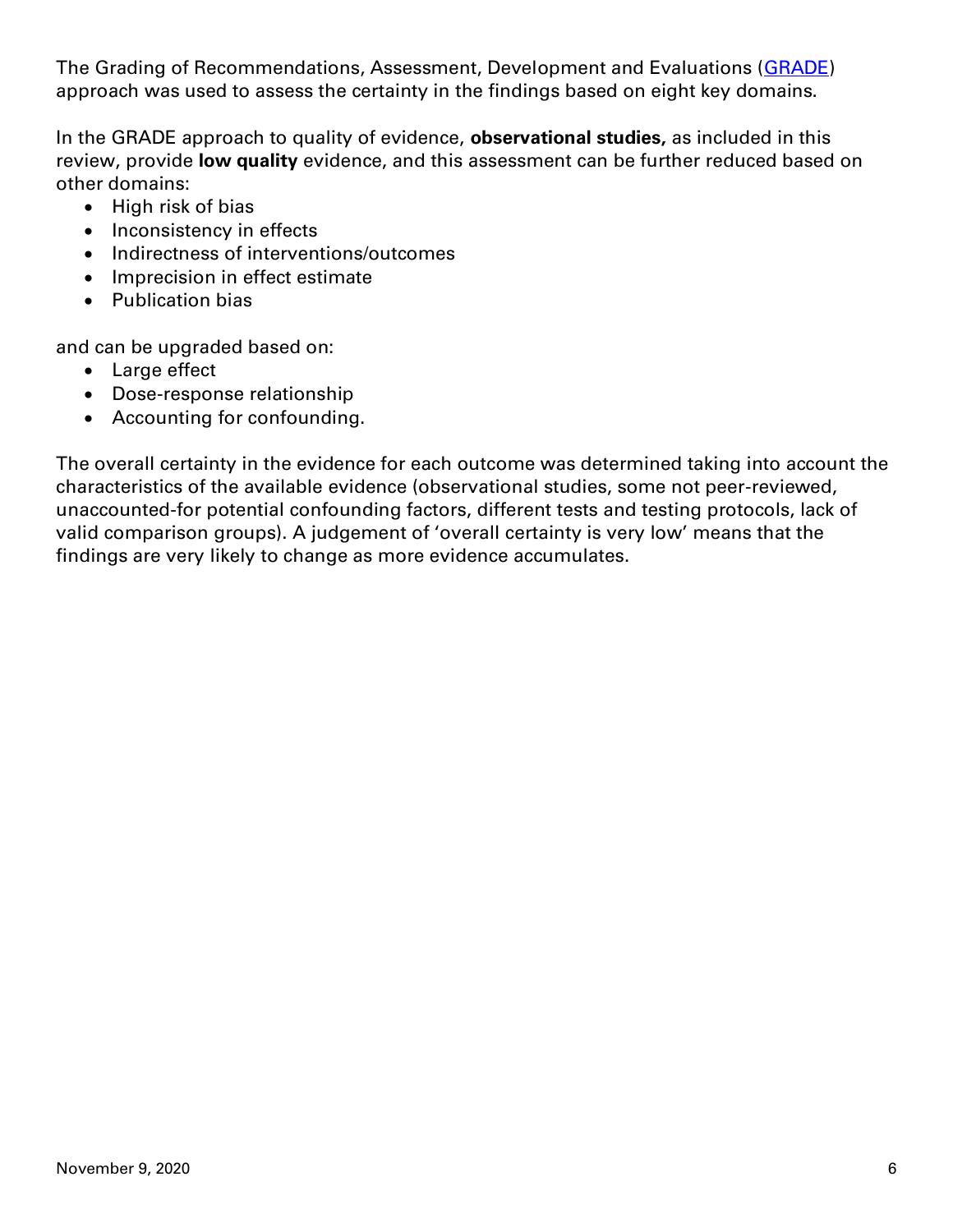The Grading of Recommendations, Assessment, Development and Evaluations (GRADE) approach was used to assess the certainty in the findings based on eight key domains.

In the GRADE approach to quality of evidence, **observational studies,** as included in this review, provide **low quality** evidence, and this assessment can be further reduced based on other domains:

- High risk of bias
- Inconsistency in effects
- Indirectness of interventions/outcomes
- Imprecision in effect estimate
- Publication bias

and can be upgraded based on:

- Large effect
- Dose-response relationship
- Accounting for confounding.

The overall certainty in the evidence for each outcome was determined taking into account the characteristics of the available evidence (observational studies, some not peer-reviewed, unaccounted-for potential confounding factors, different tests and testing protocols, lack of valid comparison groups). A judgement of 'overall certainty is very low' means that the findings are very likely to change as more evidence accumulates.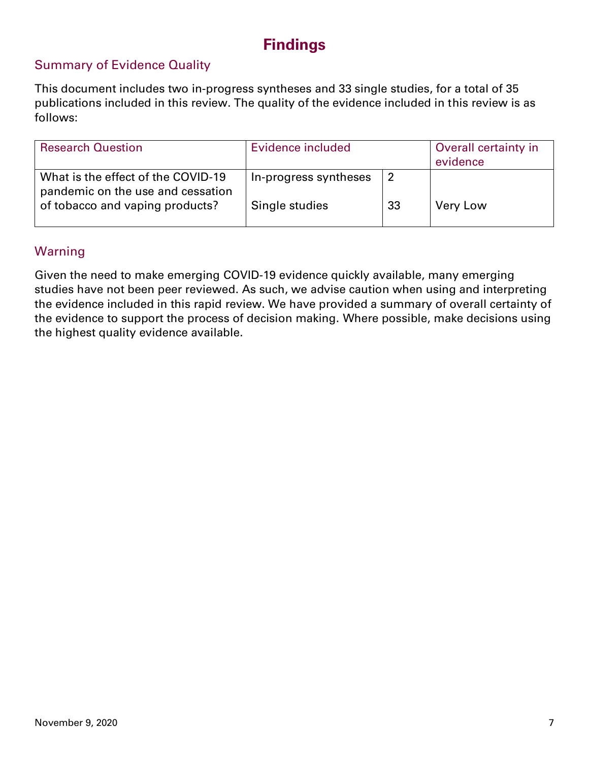# Findings

## Summary of Evidence Quality

This document includes two in-progress syntheses and 33 single studies, for a total of 35 publications included in this review. The quality of the evidence included in this review is as follows:

| Research Question | Evidence included | | Overall certainty in evidence |
|---|---|---|---|
| What is the effect of the COVID-19 pandemic on the use and cessation of tobacco and vaping products? | In-progress syntheses | 2 | Very Low |
| | Single studies | 33 | |

## Warning

Given the need to make emerging COVID-19 evidence quickly available, many emerging studies have not been peer reviewed. As such, we advise caution when using and interpreting the evidence included in this rapid review. We have provided a summary of overall certainty of the evidence to support the process of decision making. Where possible, make decisions using the highest quality evidence available.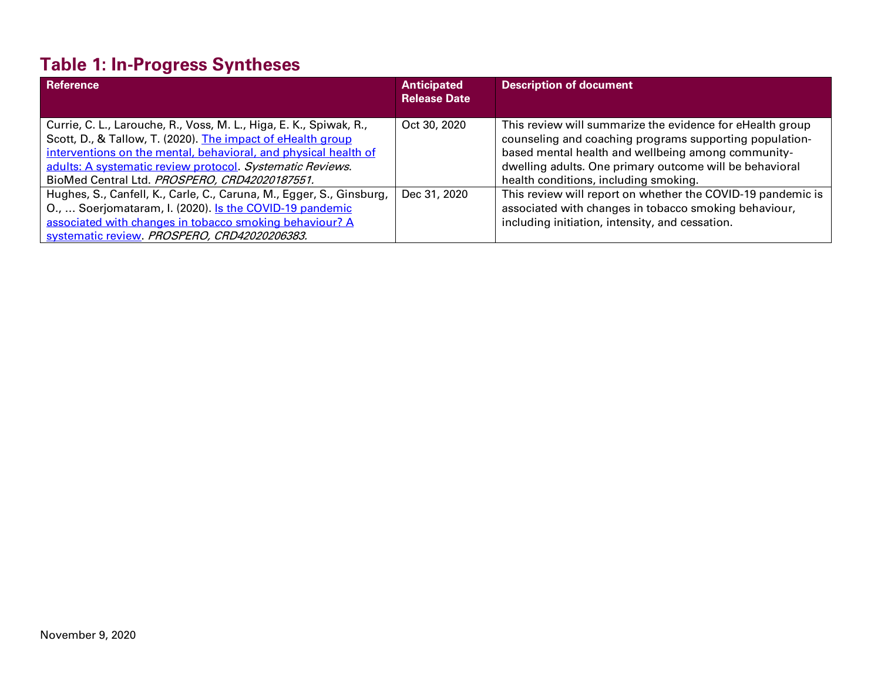## Table 1: In-Progress Syntheses

| Reference | Anticipated Release Date | Description of document |
| --- | --- | --- |
| Currie, C. L., Larouche, R., Voss, M. L., Higa, E. K., Spiwak, R., Scott, D., & Tallow, T. (2020). The impact of eHealth group interventions on the mental, behavioral, and physical health of adults: A systematic review protocol. *Systematic Reviews*. BioMed Central Ltd. *PROSPERO, CRD42020187551.* | Oct 30, 2020 | This review will summarize the evidence for eHealth group counseling and coaching programs supporting population-based mental health and wellbeing among community-dwelling adults. One primary outcome will be behavioral health conditions, including smoking. |
| Hughes, S., Canfell, K., Carle, C., Caruna, M., Egger, S., Ginsburg, O., … Soerjomataram, I. (2020). Is the COVID-19 pandemic associated with changes in tobacco smoking behaviour? A systematic review. *PROSPERO, CRD42020206383.* | Dec 31, 2020 | This review will report on whether the COVID-19 pandemic is associated with changes in tobacco smoking behaviour, including initiation, intensity, and cessation. |

November 9, 2020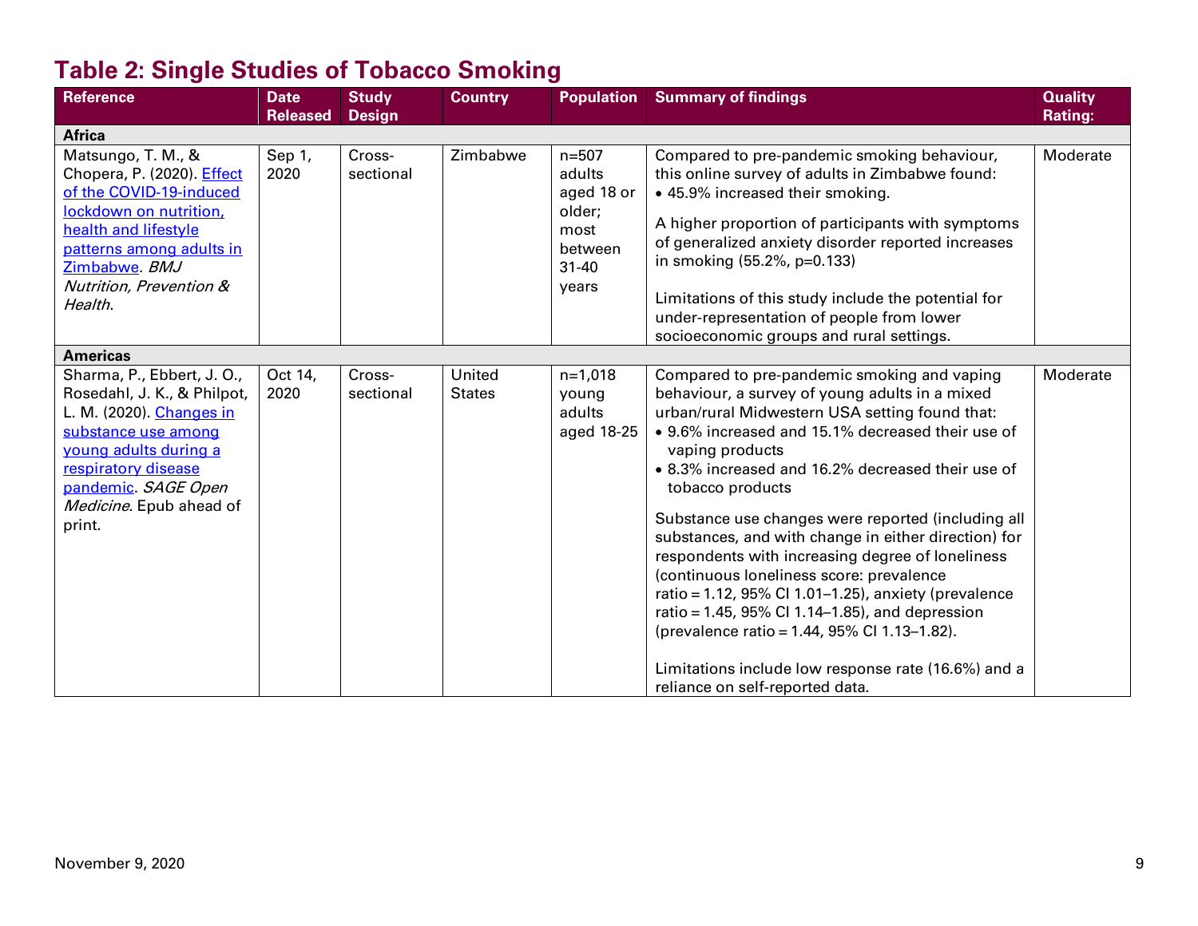## Table 2: Single Studies of Tobacco Smoking

| Reference | Date Released | Study Design | Country | Population | Summary of findings | Quality Rating: |
|---|---|---|---|---|---|---|
| **Africa** | | | | | | |
| Matsungo, T. M., & Chopera, P. (2020). [Effect of the COVID-19-induced lockdown on nutrition, health and lifestyle patterns among adults in Zimbabwe](). *BMJ Nutrition, Prevention & Health*. | Sep 1, 2020 | Cross-sectional | Zimbabwe | n=507 adults aged 18 or older; most between 31-40 years | Compared to pre-pandemic smoking behaviour, this online survey of adults in Zimbabwe found: <br>• 45.9% increased their smoking. <br><br>A higher proportion of participants with symptoms of generalized anxiety disorder reported increases in smoking (55.2%, p=0.133) <br><br>Limitations of this study include the potential for under-representation of people from lower socioeconomic groups and rural settings. | Moderate |
| **Americas** | | | | | | |
| Sharma, P., Ebbert, J. O., Rosedahl, J. K., & Philpot, L. M. (2020). [Changes in substance use among young adults during a respiratory disease pandemic](). *SAGE Open Medicine*. Epub ahead of print. | Oct 14, 2020 | Cross-sectional | United States | n=1,018 young adults aged 18-25 | Compared to pre-pandemic smoking and vaping behaviour, a survey of young adults in a mixed urban/rural Midwestern USA setting found that: <br>• 9.6% increased and 15.1% decreased their use of vaping products <br>• 8.3% increased and 16.2% decreased their use of tobacco products <br><br>Substance use changes were reported (including all substances, and with change in either direction) for respondents with increasing degree of loneliness (continuous loneliness score: prevalence ratio = 1.12, 95% CI 1.01–1.25), anxiety (prevalence ratio = 1.45, 95% CI 1.14–1.85), and depression (prevalence ratio = 1.44, 95% CI 1.13–1.82). <br><br>Limitations include low response rate (16.6%) and a reliance on self-reported data. | Moderate |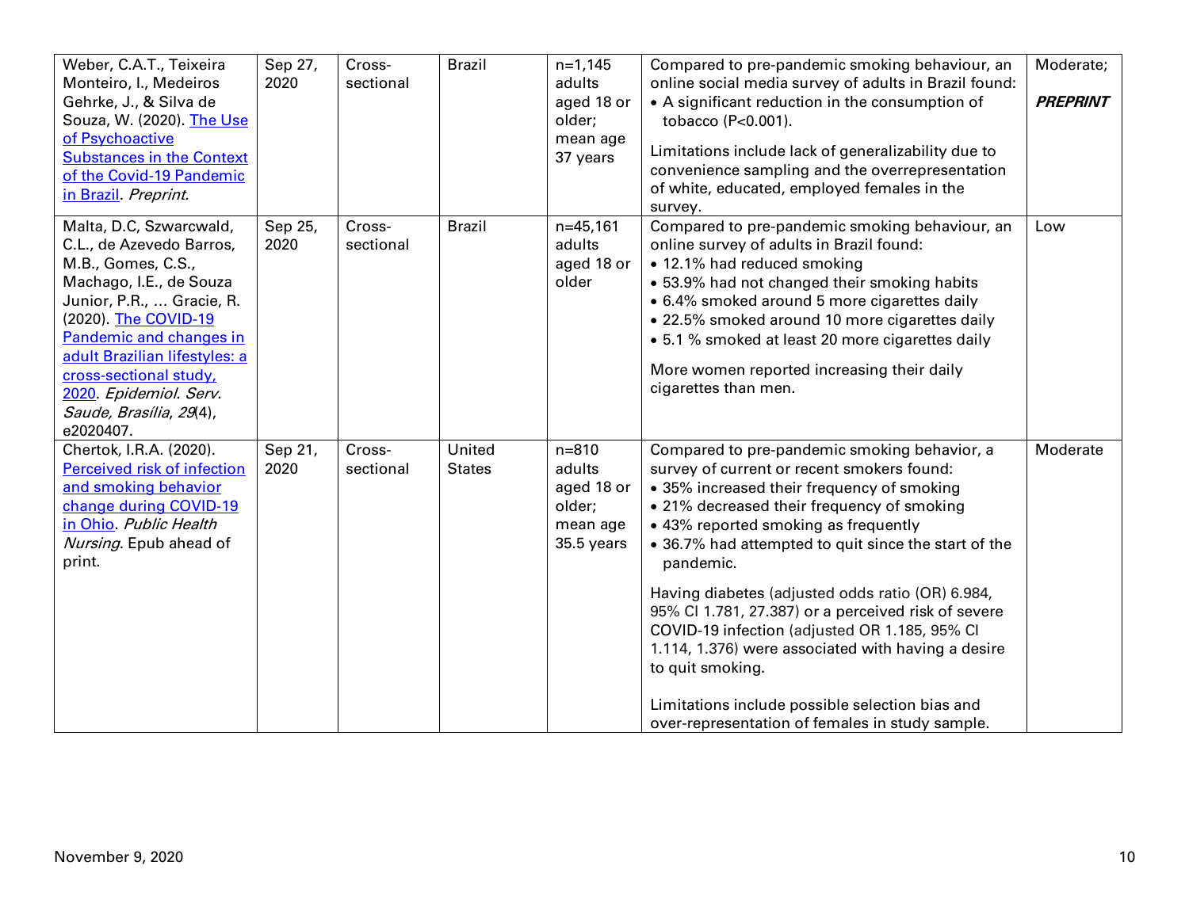| | | | | | | |
|---|---|---|---|---|---|---|
| Weber, C.A.T., Teixeira Monteiro, I., Medeiros Gehrke, J., & Silva de Souza, W. (2020). [The Use of Psychoactive Substances in the Context of the Covid-19 Pandemic in Brazil](). *Preprint.* | Sep 27, 2020 | Cross-sectional | Brazil | n=1,145 adults aged 18 or older; mean age 37 years | Compared to pre-pandemic smoking behaviour, an online social media survey of adults in Brazil found:<br>• A significant reduction in the consumption of tobacco (P<0.001).<br><br>Limitations include lack of generalizability due to convenience sampling and the overrepresentation of white, educated, employed females in the survey. | Moderate;<br><br>***PREPRINT*** |
| Malta, D.C, Szwarcwald, C.L., de Azevedo Barros, M.B., Gomes, C.S., Machago, I.E., de Souza Junior, P.R., … Gracie, R. (2020). [The COVID-19 Pandemic and changes in adult Brazilian lifestyles: a cross-sectional study, 2020](). *Epidemiol. Serv. Saude, Brasília*, *29*(4), e2020407. | Sep 25, 2020 | Cross-sectional | Brazil | n=45,161 adults aged 18 or older | Compared to pre-pandemic smoking behaviour, an online survey of adults in Brazil found:<br>• 12.1% had reduced smoking<br>• 53.9% had not changed their smoking habits<br>• 6.4% smoked around 5 more cigarettes daily<br>• 22.5% smoked around 10 more cigarettes daily<br>• 5.1 % smoked at least 20 more cigarettes daily<br><br>More women reported increasing their daily cigarettes than men. | Low |
| Chertok, I.R.A. (2020). [Perceived risk of infection and smoking behavior change during COVID-19 in Ohio](). *Public Health Nursing*. Epub ahead of print. | Sep 21, 2020 | Cross-sectional | United States | n=810 adults aged 18 or older; mean age 35.5 years | Compared to pre-pandemic smoking behavior, a survey of current or recent smokers found:<br>• 35% increased their frequency of smoking<br>• 21% decreased their frequency of smoking<br>• 43% reported smoking as frequently<br>• 36.7% had attempted to quit since the start of the pandemic.<br><br>Having diabetes (adjusted odds ratio (OR) 6.984, 95% CI 1.781, 27.387) or a perceived risk of severe COVID-19 infection (adjusted OR 1.185, 95% CI 1.114, 1.376) were associated with having a desire to quit smoking.<br><br>Limitations include possible selection bias and over-representation of females in study sample. | Moderate |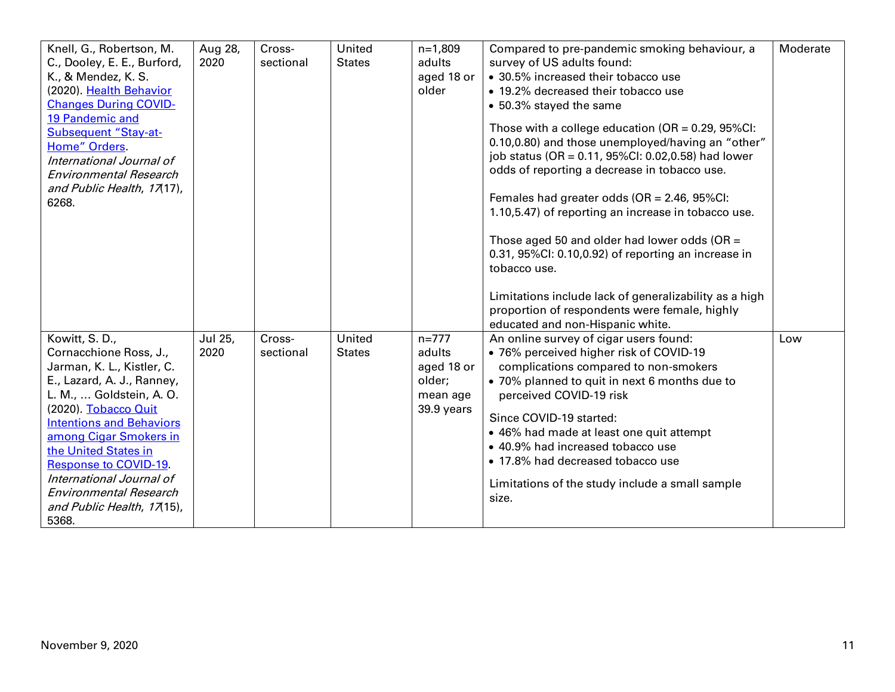| | | | | | | |
|---|---|---|---|---|---|---|
| Knell, G., Robertson, M. C., Dooley, E. E., Burford, K., & Mendez, K. S. (2020). [Health Behavior Changes During COVID-19 Pandemic and Subsequent "Stay-at-Home" Orders](). *International Journal of Environmental Research and Public Health*, *17*(17), 6268. | Aug 28, 2020 | Cross-sectional | United States | n=1,809 adults aged 18 or older | Compared to pre-pandemic smoking behaviour, a survey of US adults found:<br>• 30.5% increased their tobacco use<br>• 19.2% decreased their tobacco use<br>• 50.3% stayed the same<br><br>Those with a college education (OR = 0.29, 95%CI: 0.10,0.80) and those unemployed/having an "other" job status (OR = 0.11, 95%CI: 0.02,0.58) had lower odds of reporting a decrease in tobacco use.<br><br>Females had greater odds (OR = 2.46, 95%CI: 1.10,5.47) of reporting an increase in tobacco use.<br><br>Those aged 50 and older had lower odds (OR = 0.31, 95%CI: 0.10,0.92) of reporting an increase in tobacco use.<br><br>Limitations include lack of generalizability as a high proportion of respondents were female, highly educated and non-Hispanic white. | Moderate |
| Kowitt, S. D., Cornacchione Ross, J., Jarman, K. L., Kistler, C. E., Lazard, A. J., Ranney, L. M., … Goldstein, A. O. (2020). [Tobacco Quit Intentions and Behaviors among Cigar Smokers in the United States in Response to COVID-19](). *International Journal of Environmental Research and Public Health*, *17*(15), 5368. | Jul 25, 2020 | Cross-sectional | United States | n=777 adults aged 18 or older; mean age 39.9 years | An online survey of cigar users found:<br>• 76% perceived higher risk of COVID-19 complications compared to non-smokers<br>• 70% planned to quit in next 6 months due to perceived COVID-19 risk<br><br>Since COVID-19 started:<br>• 46% had made at least one quit attempt<br>• 40.9% had increased tobacco use<br>• 17.8% had decreased tobacco use<br><br>Limitations of the study include a small sample size. | Low |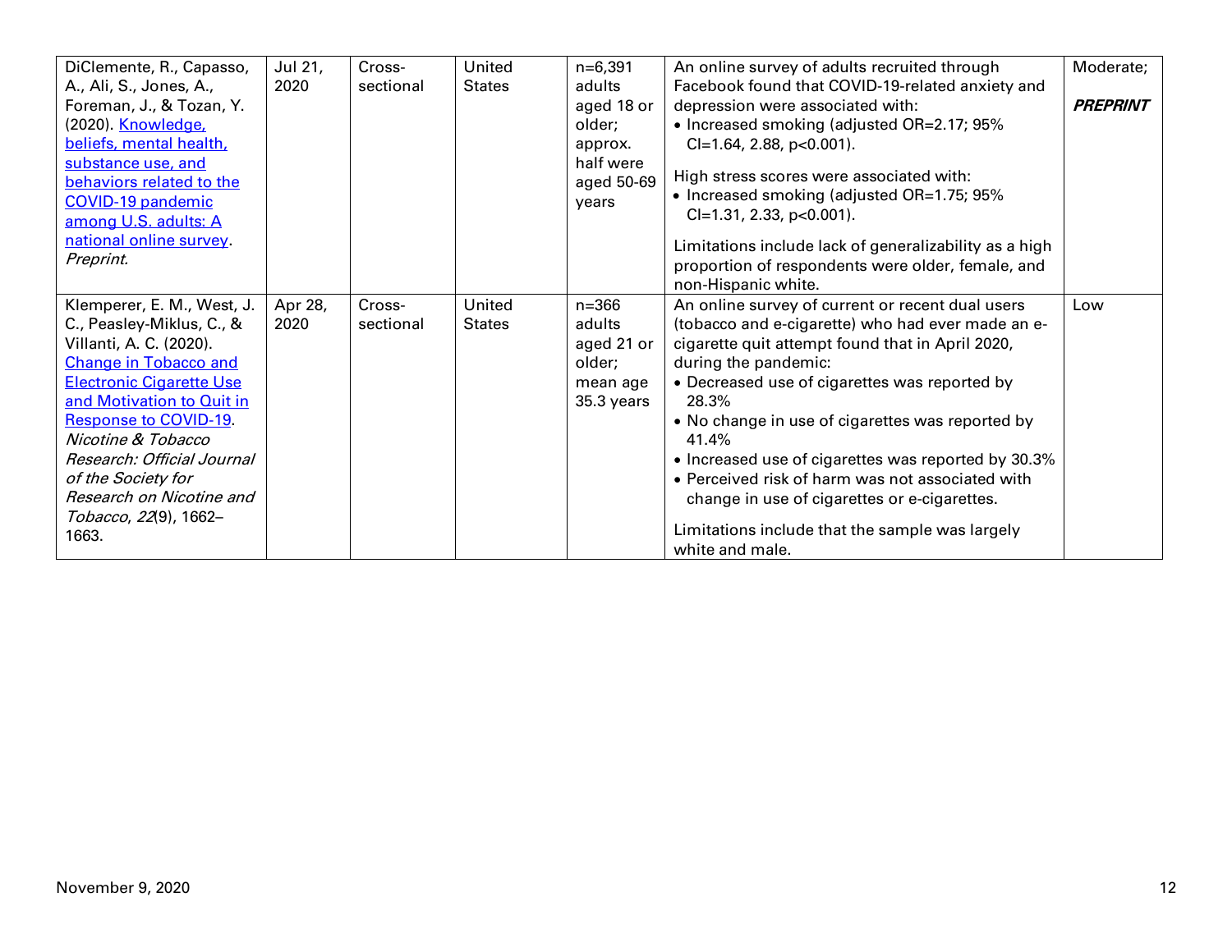| | | | | | | |
|---|---|---|---|---|---|---|
| DiClemente, R., Capasso, A., Ali, S., Jones, A., Foreman, J., & Tozan, Y. (2020). Knowledge, beliefs, mental health, substance use, and behaviors related to the COVID-19 pandemic among U.S. adults: A national online survey. *Preprint.* | Jul 21, 2020 | Cross-sectional | United States | n=6,391 adults aged 18 or older; approx. half were aged 50-69 years | An online survey of adults recruited through Facebook found that COVID-19-related anxiety and depression were associated with:<br>• Increased smoking (adjusted OR=2.17; 95% CI=1.64, 2.88, p<0.001).<br><br>High stress scores were associated with:<br>• Increased smoking (adjusted OR=1.75; 95% CI=1.31, 2.33, p<0.001).<br><br>Limitations include lack of generalizability as a high proportion of respondents were older, female, and non-Hispanic white. | Moderate;<br><br>***PREPRINT*** |
| Klemperer, E. M., West, J. C., Peasley-Miklus, C., & Villanti, A. C. (2020). Change in Tobacco and Electronic Cigarette Use and Motivation to Quit in Response to COVID-19. *Nicotine & Tobacco Research: Official Journal of the Society for Research on Nicotine and Tobacco*, *22*(9), 1662–1663. | Apr 28, 2020 | Cross-sectional | United States | n=366 adults aged 21 or older; mean age 35.3 years | An online survey of current or recent dual users (tobacco and e-cigarette) who had ever made an e-cigarette quit attempt found that in April 2020, during the pandemic:<br>• Decreased use of cigarettes was reported by 28.3%<br>• No change in use of cigarettes was reported by 41.4%<br>• Increased use of cigarettes was reported by 30.3%<br>• Perceived risk of harm was not associated with change in use of cigarettes or e-cigarettes.<br><br>Limitations include that the sample was largely white and male. | Low |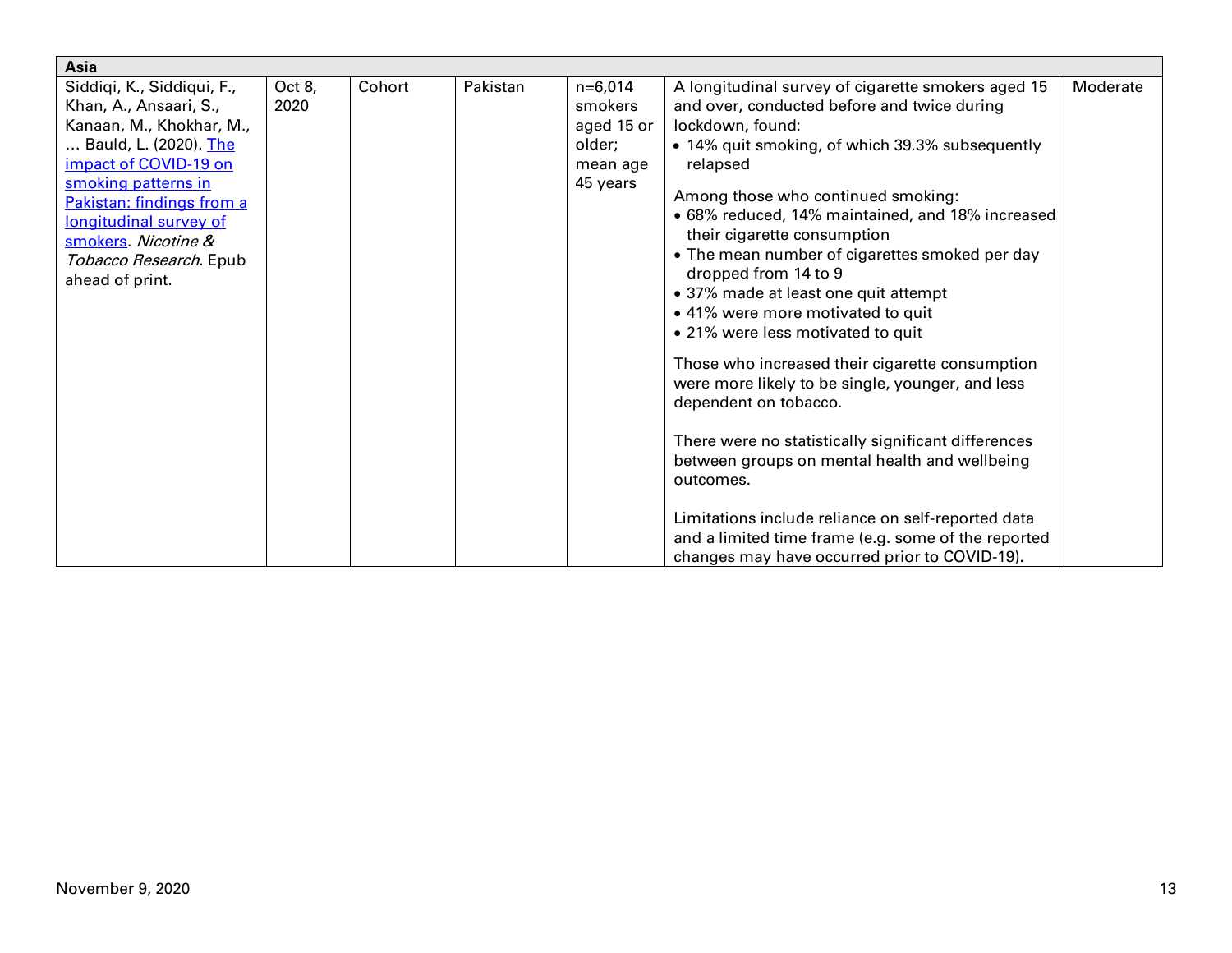| Asia | | | | | | |
|---|---|---|---|---|---|---|
| Siddiqi, K., Siddiqui, F., Khan, A., Ansaari, S., Kanaan, M., Khokhar, M., … Bauld, L. (2020). [The impact of COVID-19 on smoking patterns in Pakistan: findings from a longitudinal survey of smokers](). *Nicotine & Tobacco Research*. Epub ahead of print. | Oct 8, 2020 | Cohort | Pakistan | n=6,014 smokers aged 15 or older; mean age 45 years | A longitudinal survey of cigarette smokers aged 15 and over, conducted before and twice during lockdown, found:<br>• 14% quit smoking, of which 39.3% subsequently relapsed<br><br>Among those who continued smoking:<br>• 68% reduced, 14% maintained, and 18% increased their cigarette consumption<br>• The mean number of cigarettes smoked per day dropped from 14 to 9<br>• 37% made at least one quit attempt<br>• 41% were more motivated to quit<br>• 21% were less motivated to quit<br><br>Those who increased their cigarette consumption were more likely to be single, younger, and less dependent on tobacco.<br><br>There were no statistically significant differences between groups on mental health and wellbeing outcomes.<br><br>Limitations include reliance on self-reported data and a limited time frame (e.g. some of the reported changes may have occurred prior to COVID-19). | Moderate |

November 9, 2020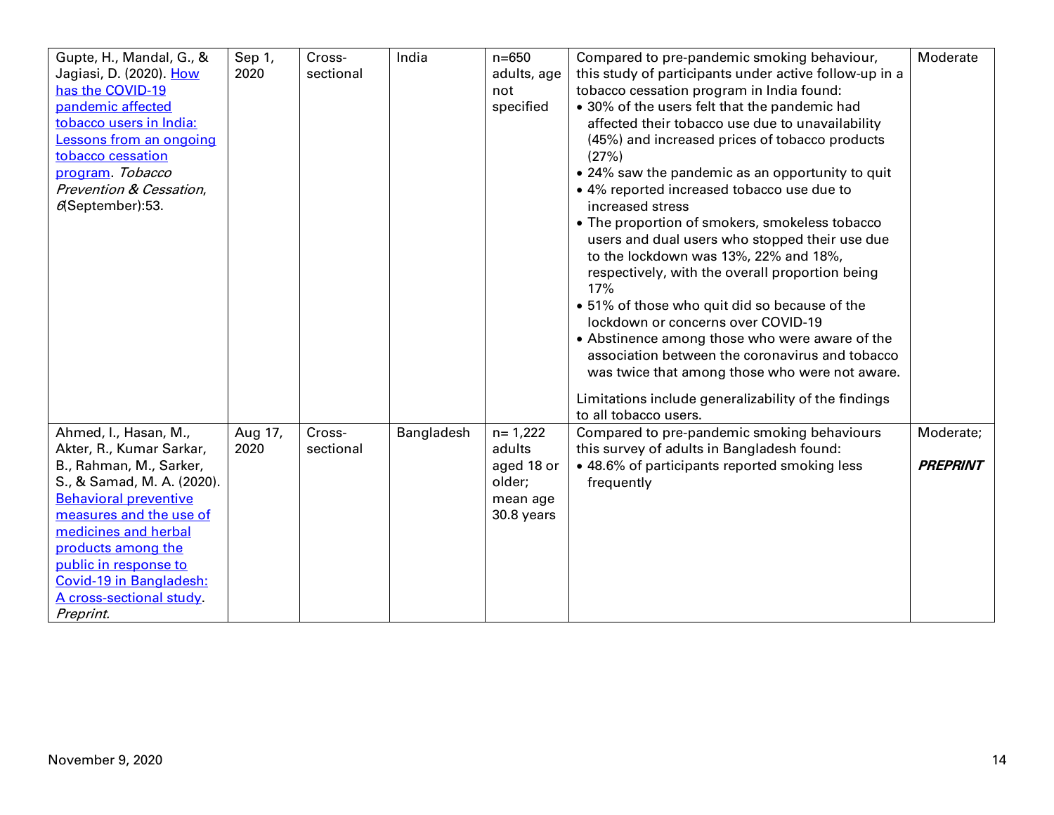| | | | | | | |
|---|---|---|---|---|---|---|
| Gupte, H., Mandal, G., & Jagiasi, D. (2020). How has the COVID-19 pandemic affected tobacco users in India: Lessons from an ongoing tobacco cessation program. *Tobacco Prevention & Cessation*, *6*(September):53. | Sep 1, 2020 | Cross-sectional | India | n=650 adults, age not specified | Compared to pre-pandemic smoking behaviour, this study of participants under active follow-up in a tobacco cessation program in India found:<br>• 30% of the users felt that the pandemic had affected their tobacco use due to unavailability (45%) and increased prices of tobacco products (27%)<br>• 24% saw the pandemic as an opportunity to quit<br>• 4% reported increased tobacco use due to increased stress<br>• The proportion of smokers, smokeless tobacco users and dual users who stopped their use due to the lockdown was 13%, 22% and 18%, respectively, with the overall proportion being 17%<br>• 51% of those who quit did so because of the lockdown or concerns over COVID-19<br>• Abstinence among those who were aware of the association between the coronavirus and tobacco was twice that among those who were not aware.<br><br>Limitations include generalizability of the findings to all tobacco users. | Moderate |
| Ahmed, I., Hasan, M., Akter, R., Kumar Sarkar, B., Rahman, M., Sarker, S., & Samad, M. A. (2020). Behavioral preventive measures and the use of medicines and herbal products among the public in response to Covid-19 in Bangladesh: A cross-sectional study. *Preprint.* | Aug 17, 2020 | Cross-sectional | Bangladesh | n= 1,222 adults aged 18 or older; mean age 30.8 years | Compared to pre-pandemic smoking behaviours this survey of adults in Bangladesh found:<br>• 48.6% of participants reported smoking less frequently | Moderate;<br><br>***PREPRINT*** |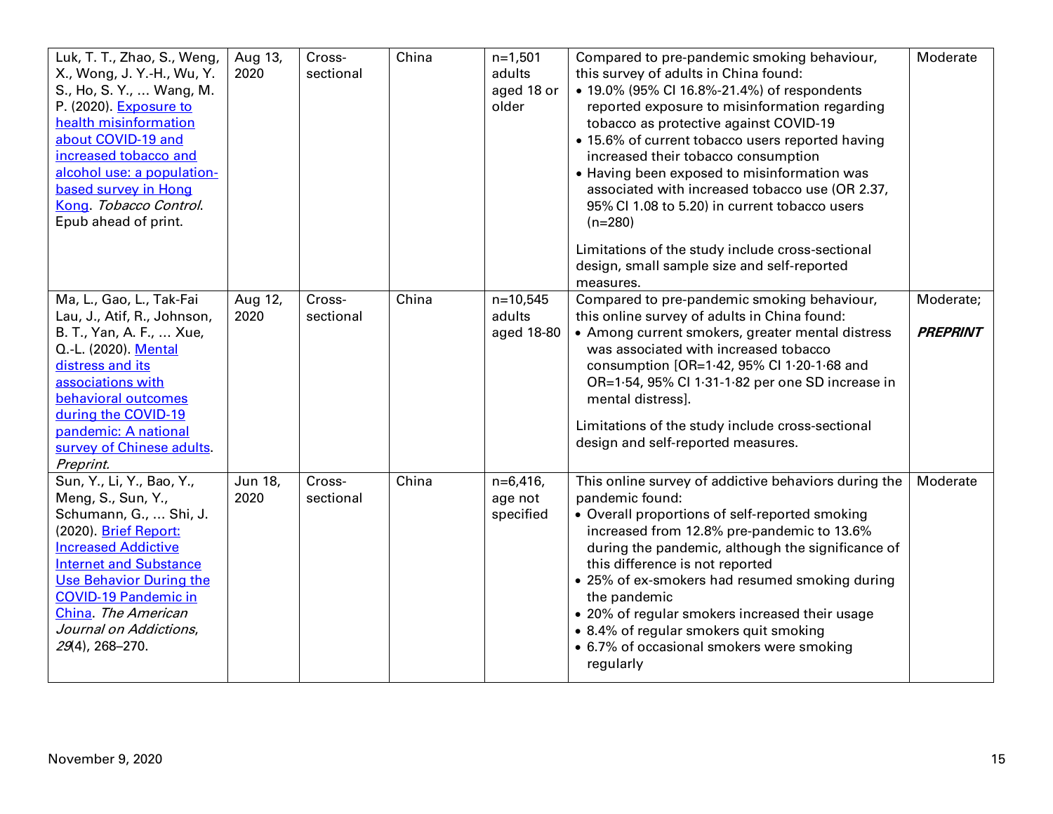| | | | | | | |
|---|---|---|---|---|---|---|
| Luk, T. T., Zhao, S., Weng, X., Wong, J. Y.-H., Wu, Y. S., Ho, S. Y., … Wang, M. P. (2020). Exposure to health misinformation about COVID-19 and increased tobacco and alcohol use: a population-based survey in Hong Kong. *Tobacco Control*. Epub ahead of print. | Aug 13, 2020 | Cross-sectional | China | n=1,501 adults aged 18 or older | Compared to pre-pandemic smoking behaviour, this survey of adults in China found:<br>• 19.0% (95% CI 16.8%-21.4%) of respondents reported exposure to misinformation regarding tobacco as protective against COVID-19<br>• 15.6% of current tobacco users reported having increased their tobacco consumption<br>• Having been exposed to misinformation was associated with increased tobacco use (OR 2.37, 95% CI 1.08 to 5.20) in current tobacco users (n=280)<br><br>Limitations of the study include cross-sectional design, small sample size and self-reported measures. | Moderate |
| Ma, L., Gao, L., Tak-Fai Lau, J., Atif, R., Johnson, B. T., Yan, A. F., … Xue, Q.-L. (2020). Mental distress and its associations with behavioral outcomes during the COVID-19 pandemic: A national survey of Chinese adults. *Preprint.* | Aug 12, 2020 | Cross-sectional | China | n=10,545 adults aged 18-80 | Compared to pre-pandemic smoking behaviour, this online survey of adults in China found:<br>• Among current smokers, greater mental distress was associated with increased tobacco consumption [OR=1·42, 95% CI 1·20-1·68 and OR=1·54, 95% CI 1·31-1·82 per one SD increase in mental distress].<br><br>Limitations of the study include cross-sectional design and self-reported measures. | Moderate;<br><br>***PREPRINT*** |
| Sun, Y., Li, Y., Bao, Y., Meng, S., Sun, Y., Schumann, G., … Shi, J. (2020). Brief Report: Increased Addictive Internet and Substance Use Behavior During the COVID-19 Pandemic in China. *The American Journal on Addictions*, *29*(4), 268–270. | Jun 18, 2020 | Cross-sectional | China | n=6,416, age not specified | This online survey of addictive behaviors during the pandemic found:<br>• Overall proportions of self-reported smoking increased from 12.8% pre-pandemic to 13.6% during the pandemic, although the significance of this difference is not reported<br>• 25% of ex-smokers had resumed smoking during the pandemic<br>• 20% of regular smokers increased their usage<br>• 8.4% of regular smokers quit smoking<br>• 6.7% of occasional smokers were smoking regularly | Moderate |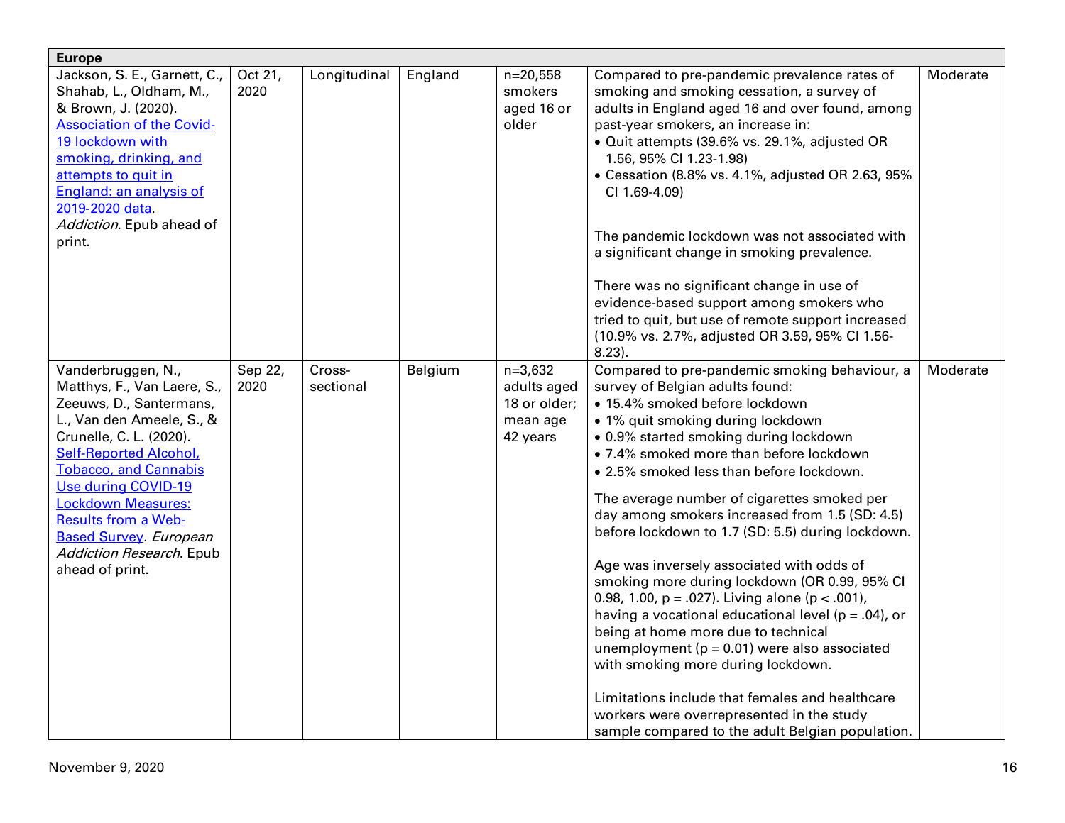| Europe | | | | | | |
|---|---|---|---|---|---|---|
| Jackson, S. E., Garnett, C., Shahab, L., Oldham, M., & Brown, J. (2020). [Association of the Covid-19 lockdown with smoking, drinking, and attempts to quit in England: an analysis of 2019-2020 data]. *Addiction*. Epub ahead of print. | Oct 21, 2020 | Longitudinal | England | n=20,558 smokers aged 16 or older | Compared to pre-pandemic prevalence rates of smoking and smoking cessation, a survey of adults in England aged 16 and over found, among past-year smokers, an increase in:<br>• Quit attempts (39.6% vs. 29.1%, adjusted OR 1.56, 95% CI 1.23-1.98)<br>• Cessation (8.8% vs. 4.1%, adjusted OR 2.63, 95% CI 1.69-4.09)<br><br>The pandemic lockdown was not associated with a significant change in smoking prevalence.<br><br>There was no significant change in use of evidence-based support among smokers who tried to quit, but use of remote support increased (10.9% vs. 2.7%, adjusted OR 3.59, 95% CI 1.56-8.23). | Moderate |
| Vanderbruggen, N., Matthys, F., Van Laere, S., Zeeuws, D., Santermans, L., Van den Ameele, S., & Crunelle, C. L. (2020). [Self-Reported Alcohol, Tobacco, and Cannabis Use during COVID-19 Lockdown Measures: Results from a Web-Based Survey]. *European Addiction Research*. Epub ahead of print. | Sep 22, 2020 | Cross-sectional | Belgium | n=3,632 adults aged 18 or older; mean age 42 years | Compared to pre-pandemic smoking behaviour, a survey of Belgian adults found:<br>• 15.4% smoked before lockdown<br>• 1% quit smoking during lockdown<br>• 0.9% started smoking during lockdown<br>• 7.4% smoked more than before lockdown<br>• 2.5% smoked less than before lockdown.<br><br>The average number of cigarettes smoked per day among smokers increased from 1.5 (SD: 4.5) before lockdown to 1.7 (SD: 5.5) during lockdown.<br><br>Age was inversely associated with odds of smoking more during lockdown (OR 0.99, 95% CI 0.98, 1.00, $p = .027$). Living alone ($p < .001$), having a vocational educational level ($p = .04$), or being at home more due to technical unemployment ($p = 0.01$) were also associated with smoking more during lockdown.<br><br>Limitations include that females and healthcare workers were overrepresented in the study sample compared to the adult Belgian population. | Moderate |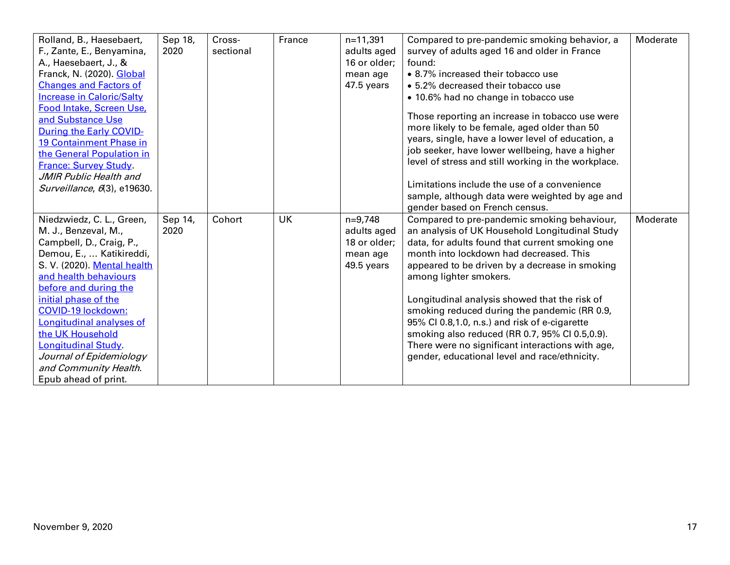| | | | | | | |
|---|---|---|---|---|---|---|
| Rolland, B., Haesebaert, F., Zante, E., Benyamina, A., Haesebaert, J., & Franck, N. (2020). [Global Changes and Factors of Increase in Caloric/Salty Food Intake, Screen Use, and Substance Use During the Early COVID-19 Containment Phase in the General Population in France: Survey Study](). *JMIR Public Health and Surveillance*, *6*(3), e19630. | Sep 18, 2020 | Cross-sectional | France | n=11,391 adults aged 16 or older; mean age 47.5 years | Compared to pre-pandemic smoking behavior, a survey of adults aged 16 and older in France found:<br>• 8.7% increased their tobacco use<br>• 5.2% decreased their tobacco use<br>• 10.6% had no change in tobacco use<br><br>Those reporting an increase in tobacco use were more likely to be female, aged older than 50 years, single, have a lower level of education, a job seeker, have lower wellbeing, have a higher level of stress and still working in the workplace.<br><br>Limitations include the use of a convenience sample, although data were weighted by age and gender based on French census. | Moderate |
| Niedzwiedz, C. L., Green, M. J., Benzeval, M., Campbell, D., Craig, P., Demou, E., … Katikireddi, S. V. (2020). [Mental health and health behaviours before and during the initial phase of the COVID-19 lockdown: Longitudinal analyses of the UK Household Longitudinal Study](). *Journal of Epidemiology and Community Health*. Epub ahead of print. | Sep 14, 2020 | Cohort | UK | n=9,748 adults aged 18 or older; mean age 49.5 years | Compared to pre-pandemic smoking behaviour, an analysis of UK Household Longitudinal Study data, for adults found that current smoking one month into lockdown had decreased. This appeared to be driven by a decrease in smoking among lighter smokers.<br><br>Longitudinal analysis showed that the risk of smoking reduced during the pandemic (RR 0.9, 95% CI 0.8,1.0, n.s.) and risk of e-cigarette smoking also reduced (RR 0.7, 95% CI 0.5,0.9). There were no significant interactions with age, gender, educational level and race/ethnicity. | Moderate |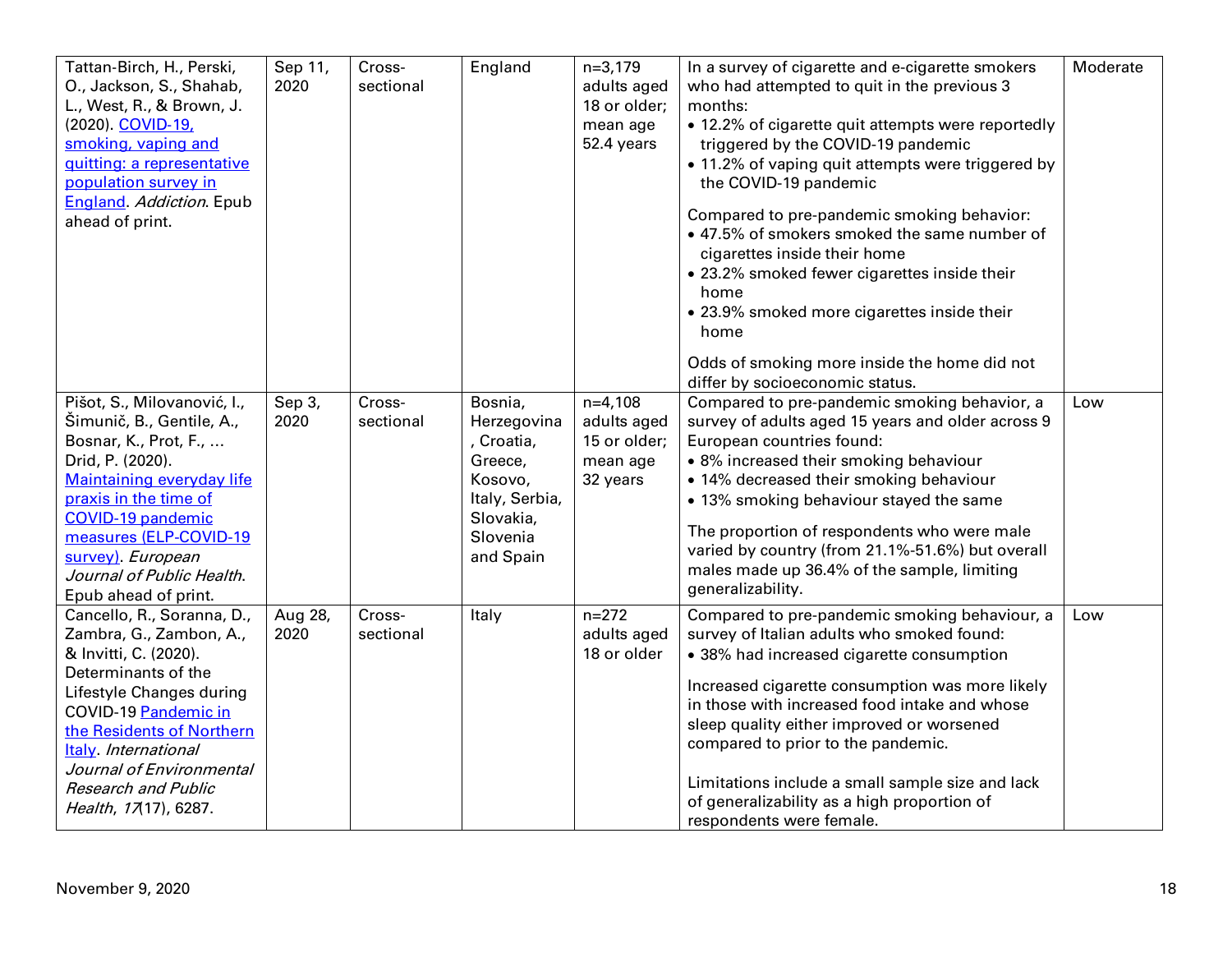| | | | | | | |
|---|---|---|---|---|---|---|
| Tattan-Birch, H., Perski, O., Jackson, S., Shahab, L., West, R., & Brown, J. (2020). COVID-19, smoking, vaping and quitting: a representative population survey in England. *Addiction*. Epub ahead of print. | Sep 11, 2020 | Cross-sectional | England | n=3,179 adults aged 18 or older; mean age 52.4 years | In a survey of cigarette and e-cigarette smokers who had attempted to quit in the previous 3 months:<br>• 12.2% of cigarette quit attempts were reportedly triggered by the COVID-19 pandemic<br>• 11.2% of vaping quit attempts were triggered by the COVID-19 pandemic<br><br>Compared to pre-pandemic smoking behavior:<br>• 47.5% of smokers smoked the same number of cigarettes inside their home<br>• 23.2% smoked fewer cigarettes inside their home<br>• 23.9% smoked more cigarettes inside their home<br><br>Odds of smoking more inside the home did not differ by socioeconomic status. | Moderate |
| Pišot, S., Milovanović, I., Šimunič, B., Gentile, A., Bosnar, K., Prot, F., … Drid, P. (2020). Maintaining everyday life praxis in the time of COVID-19 pandemic measures (ELP-COVID-19 survey). *European Journal of Public Health*. Epub ahead of print. | Sep 3, 2020 | Cross-sectional | Bosnia, Herzegovina, Croatia, Greece, Kosovo, Italy, Serbia, Slovakia, Slovenia and Spain | n=4,108 adults aged 15 or older; mean age 32 years | Compared to pre-pandemic smoking behavior, a survey of adults aged 15 years and older across 9 European countries found:<br>• 8% increased their smoking behaviour<br>• 14% decreased their smoking behaviour<br>• 13% smoking behaviour stayed the same<br><br>The proportion of respondents who were male varied by country (from 21.1%-51.6%) but overall males made up 36.4% of the sample, limiting generalizability. | Low |
| Cancello, R., Soranna, D., Zambra, G., Zambon, A., & Invitti, C. (2020). Determinants of the Lifestyle Changes during COVID-19 Pandemic in the Residents of Northern Italy. *International Journal of Environmental Research and Public Health*, *17*(17), 6287. | Aug 28, 2020 | Cross-sectional | Italy | n=272 adults aged 18 or older | Compared to pre-pandemic smoking behaviour, a survey of Italian adults who smoked found:<br>• 38% had increased cigarette consumption<br><br>Increased cigarette consumption was more likely in those with increased food intake and whose sleep quality either improved or worsened compared to prior to the pandemic.<br><br>Limitations include a small sample size and lack of generalizability as a high proportion of respondents were female. | Low |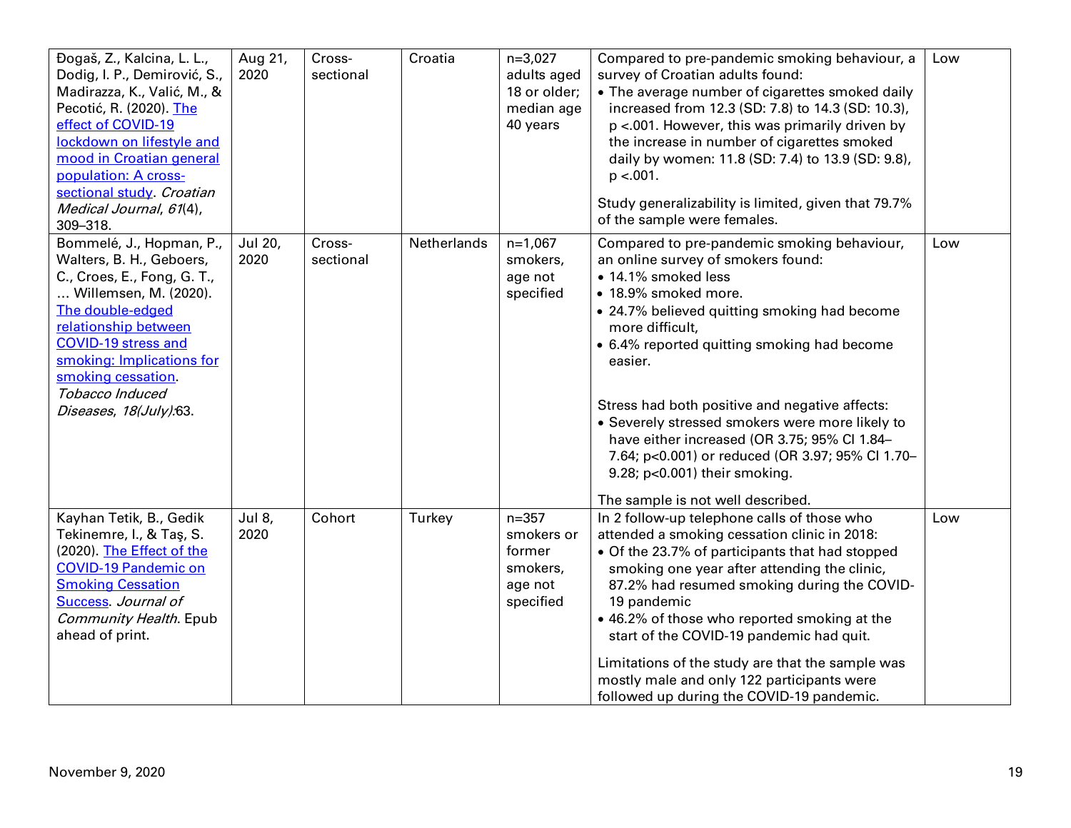| Đogaš, Z., Kalcina, L. L., Dodig, I. P., Demirović, S., Madirazza, K., Valić, M., & Pecotić, R. (2020). [The effect of COVID-19 lockdown on lifestyle and mood in Croatian general population: A cross-sectional study](). *Croatian Medical Journal*, *61*(4), 309–318. | Aug 21, 2020 | Cross-sectional | Croatia | n=3,027 adults aged 18 or older; median age 40 years | Compared to pre-pandemic smoking behaviour, a survey of Croatian adults found:<br>• The average number of cigarettes smoked daily increased from 12.3 (SD: 7.8) to 14.3 (SD: 10.3), p <.001. However, this was primarily driven by the increase in number of cigarettes smoked daily by women: 11.8 (SD: 7.4) to 13.9 (SD: 9.8), p <.001.<br><br>Study generalizability is limited, given that 79.7% of the sample were females. | Low |
|---|---|---|---|---|---|---|
| Bommelé, J., Hopman, P., Walters, B. H., Geboers, C., Croes, E., Fong, G. T., … Willemsen, M. (2020). [The double-edged relationship between COVID-19 stress and smoking: Implications for smoking cessation](). *Tobacco Induced Diseases*, *18(July)*:63. | Jul 20, 2020 | Cross-sectional | Netherlands | n=1,067 smokers, age not specified | Compared to pre-pandemic smoking behaviour, an online survey of smokers found:<br>• 14.1% smoked less<br>• 18.9% smoked more.<br>• 24.7% believed quitting smoking had become more difficult,<br>• 6.4% reported quitting smoking had become easier.<br><br>Stress had both positive and negative affects:<br>• Severely stressed smokers were more likely to have either increased (OR 3.75; 95% CI 1.84–7.64; p<0.001) or reduced (OR 3.97; 95% CI 1.70–9.28; p<0.001) their smoking.<br><br>The sample is not well described. | Low |
| Kayhan Tetik, B., Gedik Tekinemre, I., & Taş, S. (2020). [The Effect of the COVID-19 Pandemic on Smoking Cessation Success](). *Journal of Community Health*. Epub ahead of print. | Jul 8, 2020 | Cohort | Turkey | n=357 smokers or former smokers, age not specified | In 2 follow-up telephone calls of those who attended a smoking cessation clinic in 2018:<br>• Of the 23.7% of participants that had stopped smoking one year after attending the clinic, 87.2% had resumed smoking during the COVID-19 pandemic<br>• 46.2% of those who reported smoking at the start of the COVID-19 pandemic had quit.<br><br>Limitations of the study are that the sample was mostly male and only 122 participants were followed up during the COVID-19 pandemic. | Low |

November 9, 2020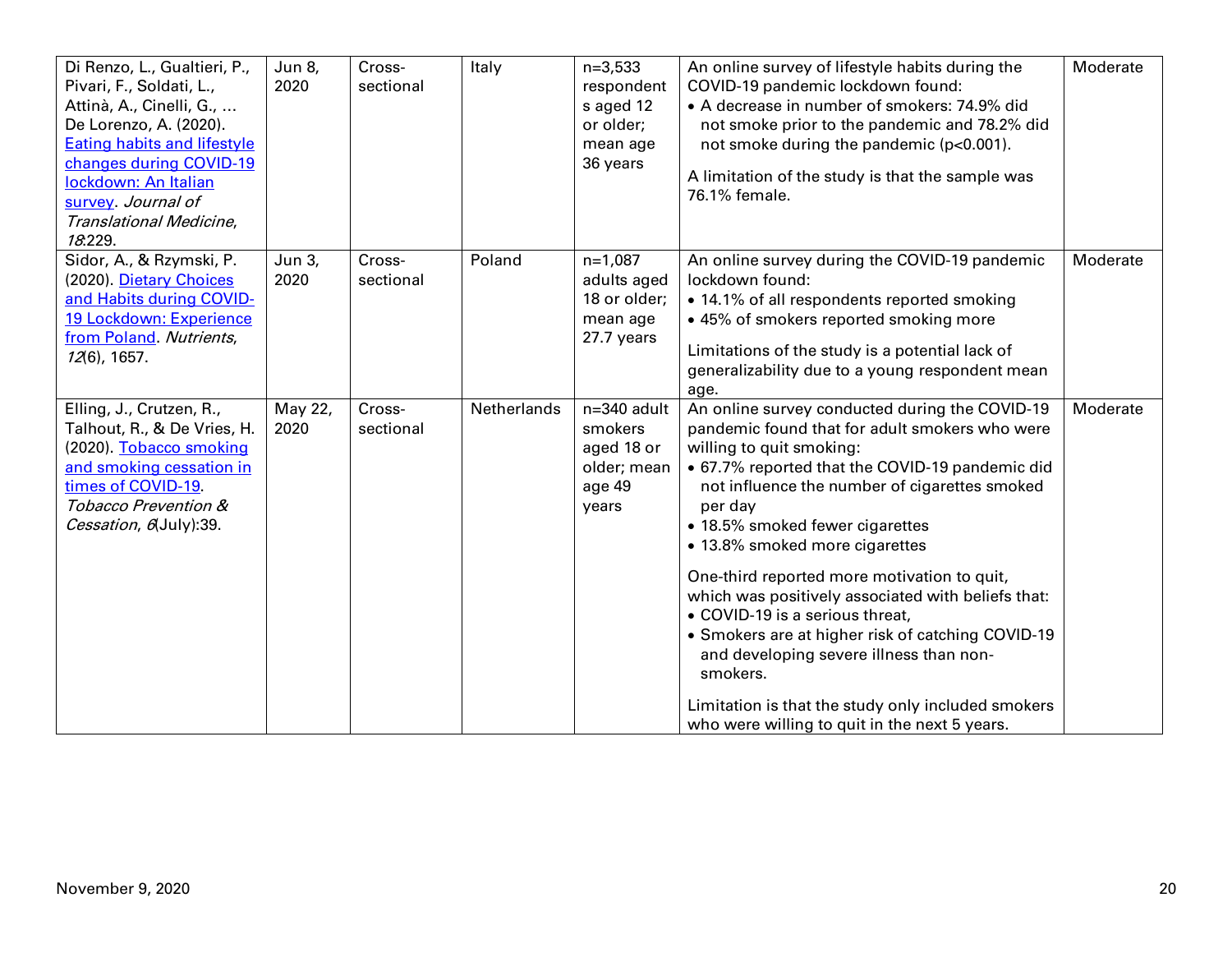| | | | | | | |
|---|---|---|---|---|---|---|
| Di Renzo, L., Gualtieri, P., Pivari, F., Soldati, L., Attinà, A., Cinelli, G., … De Lorenzo, A. (2020). [Eating habits and lifestyle changes during COVID-19 lockdown: An Italian survey](). *Journal of Translational Medicine*, *18*:229. | Jun 8, 2020 | Cross-sectional | Italy | n=3,533 respondents aged 12 or older; mean age 36 years | An online survey of lifestyle habits during the COVID-19 pandemic lockdown found:<br>• A decrease in number of smokers: 74.9% did not smoke prior to the pandemic and 78.2% did not smoke during the pandemic ($p<0.001$).<br><br>A limitation of the study is that the sample was 76.1% female. | Moderate |
| Sidor, A., & Rzymski, P. (2020). [Dietary Choices and Habits during COVID-19 Lockdown: Experience from Poland](). *Nutrients*, *12*(6), 1657. | Jun 3, 2020 | Cross-sectional | Poland | n=1,087 adults aged 18 or older; mean age 27.7 years | An online survey during the COVID-19 pandemic lockdown found:<br>• 14.1% of all respondents reported smoking<br>• 45% of smokers reported smoking more<br><br>Limitations of the study is a potential lack of generalizability due to a young respondent mean age. | Moderate |
| Elling, J., Crutzen, R., Talhout, R., & De Vries, H. (2020). [Tobacco smoking and smoking cessation in times of COVID-19](). *Tobacco Prevention & Cessation*, *6*(July):39. | May 22, 2020 | Cross-sectional | Netherlands | n=340 adult smokers aged 18 or older; mean age 49 years | An online survey conducted during the COVID-19 pandemic found that for adult smokers who were willing to quit smoking:<br>• 67.7% reported that the COVID-19 pandemic did not influence the number of cigarettes smoked per day<br>• 18.5% smoked fewer cigarettes<br>• 13.8% smoked more cigarettes<br><br>One-third reported more motivation to quit, which was positively associated with beliefs that:<br>• COVID-19 is a serious threat,<br>• Smokers are at higher risk of catching COVID-19 and developing severe illness than non-smokers.<br><br>Limitation is that the study only included smokers who were willing to quit in the next 5 years. | Moderate |

November 9, 2020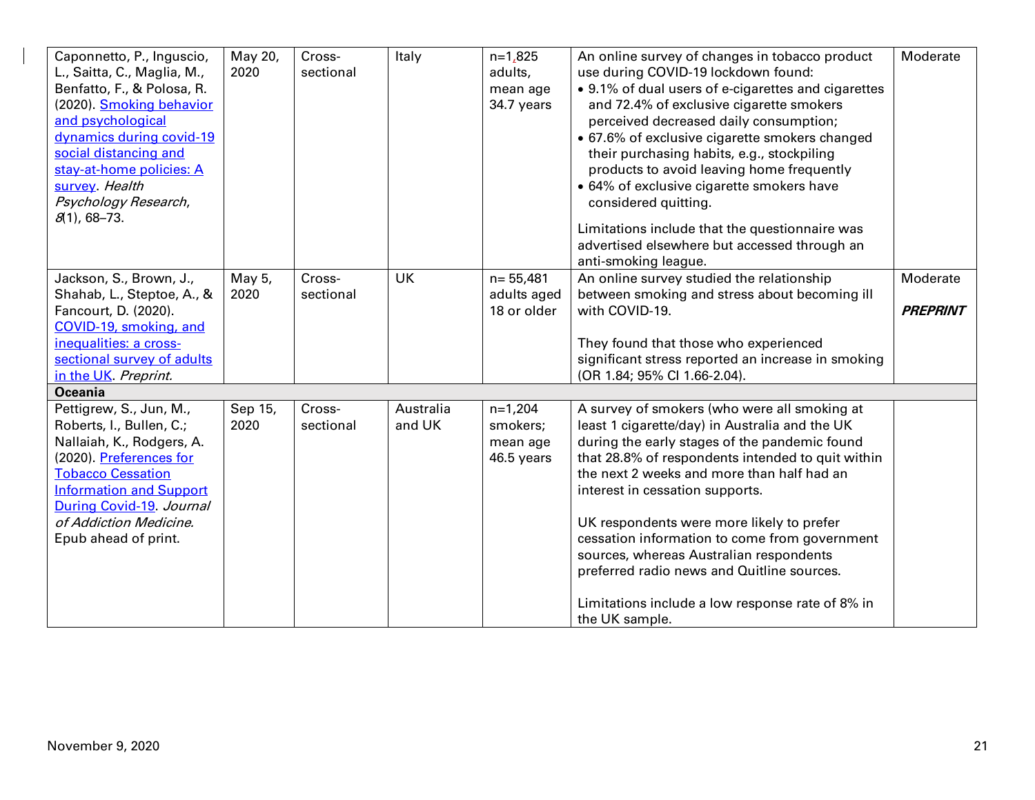| | | | | | | |
|---|---|---|---|---|---|---|
| Caponnetto, P., Inguscio, L., Saitta, C., Maglia, M., Benfatto, F., & Polosa, R. (2020). [Smoking behavior and psychological dynamics during covid-19 social distancing and stay-at-home policies: A survey](). *Health Psychology Research*, *8*(1), 68–73. | May 20, 2020 | Cross-sectional | Italy | n=1,825 adults, mean age 34.7 years | An online survey of changes in tobacco product use during COVID-19 lockdown found:<br>• 9.1% of dual users of e-cigarettes and cigarettes and 72.4% of exclusive cigarette smokers perceived decreased daily consumption;<br>• 67.6% of exclusive cigarette smokers changed their purchasing habits, e.g., stockpiling products to avoid leaving home frequently<br>• 64% of exclusive cigarette smokers have considered quitting.<br><br>Limitations include that the questionnaire was advertised elsewhere but accessed through an anti-smoking league. | Moderate |
| Jackson, S., Brown, J., Shahab, L., Steptoe, A., & Fancourt, D. (2020). [COVID-19, smoking, and inequalities: a cross-sectional survey of adults in the UK](). *Preprint.* | May 5, 2020 | Cross-sectional | UK | n= 55,481 adults aged 18 or older | An online survey studied the relationship between smoking and stress about becoming ill with COVID-19.<br><br>They found that those who experienced significant stress reported an increase in smoking (OR 1.84; 95% CI 1.66-2.04). | Moderate<br><br>***PREPRINT*** |
| **Oceania** | | | | | | |
| Pettigrew, S., Jun, M., Roberts, I., Bullen, C.; Nallaiah, K., Rodgers, A. (2020). [Preferences for Tobacco Cessation Information and Support During Covid-19](). *Journal of Addiction Medicine.* Epub ahead of print. | Sep 15, 2020 | Cross-sectional | Australia and UK | n=1,204 smokers; mean age 46.5 years | A survey of smokers (who were all smoking at least 1 cigarette/day) in Australia and the UK during the early stages of the pandemic found that 28.8% of respondents intended to quit within the next 2 weeks and more than half had an interest in cessation supports.<br><br>UK respondents were more likely to prefer cessation information to come from government sources, whereas Australian respondents preferred radio news and Quitline sources.<br><br>Limitations include a low response rate of 8% in the UK sample. | |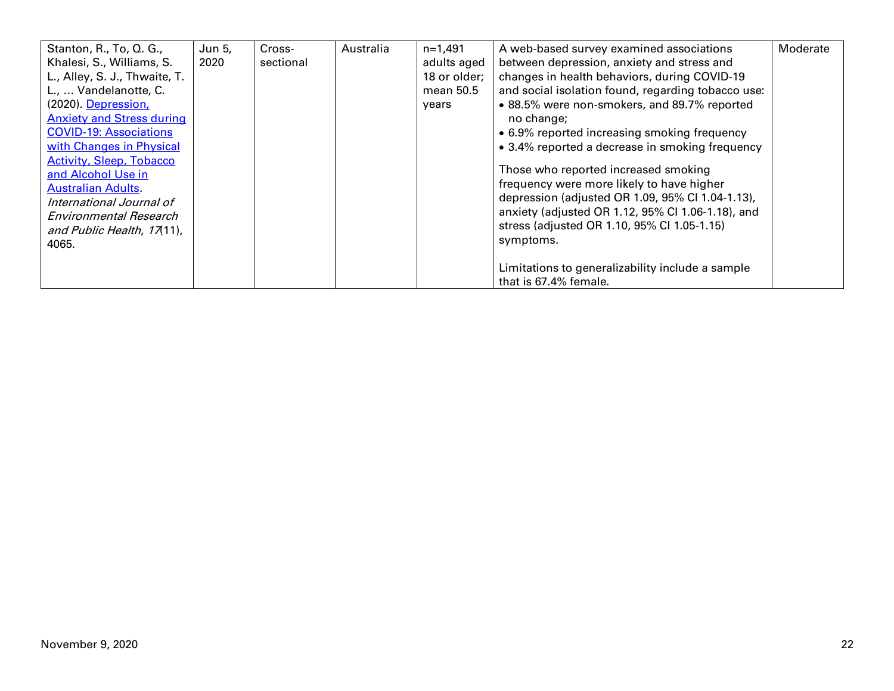| | | | | | | |
|---|---|---|---|---|---|---|
| Stanton, R., To, Q. G., Khalesi, S., Williams, S. L., Alley, S. J., Thwaite, T. L., … Vandelanotte, C. (2020). [Depression, Anxiety and Stress during COVID-19: Associations with Changes in Physical Activity, Sleep, Tobacco and Alcohol Use in Australian Adults](). *International Journal of Environmental Research and Public Health*, *17*(11), 4065. | Jun 5, 2020 | Cross-sectional | Australia | n=1,491 adults aged 18 or older; mean 50.5 years | A web-based survey examined associations between depression, anxiety and stress and changes in health behaviors, during COVID-19 and social isolation found, regarding tobacco use:<br>• 88.5% were non-smokers, and 89.7% reported no change;<br>• 6.9% reported increasing smoking frequency<br>• 3.4% reported a decrease in smoking frequency<br><br>Those who reported increased smoking frequency were more likely to have higher depression (adjusted OR 1.09, 95% CI 1.04-1.13), anxiety (adjusted OR 1.12, 95% CI 1.06-1.18), and stress (adjusted OR 1.10, 95% CI 1.05-1.15) symptoms.<br><br>Limitations to generalizability include a sample that is 67.4% female. | Moderate |

November 9, 2020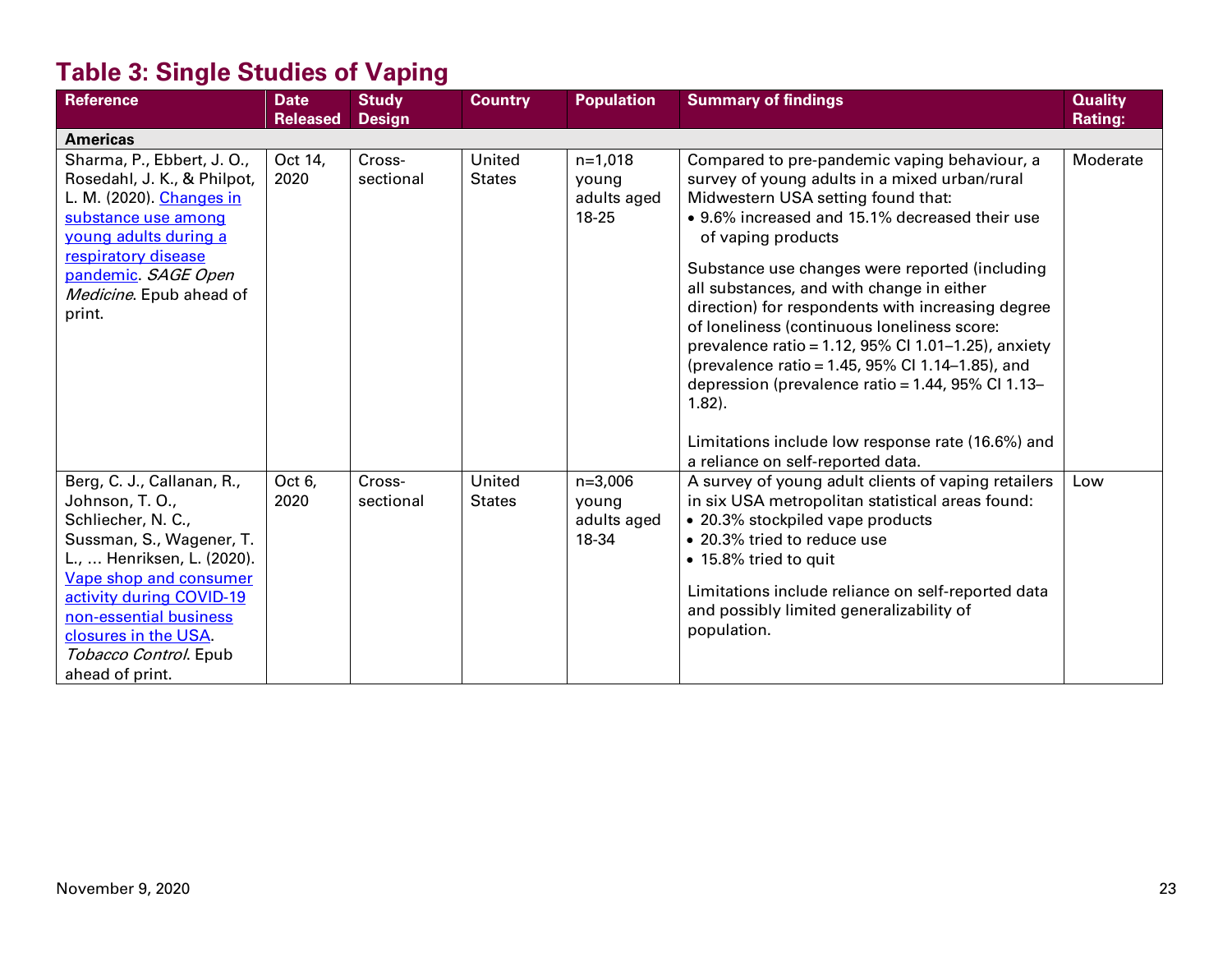## Table 3: Single Studies of Vaping

| Reference | Date Released | Study Design | Country | Population | Summary of findings | Quality Rating: |
|---|---|---|---|---|---|---|
| **Americas** | | | | | | |
| Sharma, P., Ebbert, J. O., Rosedahl, J. K., & Philpot, L. M. (2020). [Changes in substance use among young adults during a respiratory disease pandemic](). *SAGE Open Medicine*. Epub ahead of print. | Oct 14, 2020 | Cross-sectional | United States | n=1,018 young adults aged 18-25 | Compared to pre-pandemic vaping behaviour, a survey of young adults in a mixed urban/rural Midwestern USA setting found that:<br>• 9.6% increased and 15.1% decreased their use of vaping products<br><br>Substance use changes were reported (including all substances, and with change in either direction) for respondents with increasing degree of loneliness (continuous loneliness score: prevalence ratio = 1.12, 95% CI 1.01–1.25), anxiety (prevalence ratio = 1.45, 95% CI 1.14–1.85), and depression (prevalence ratio = 1.44, 95% CI 1.13–1.82).<br><br>Limitations include low response rate (16.6%) and a reliance on self-reported data. | Moderate |
| Berg, C. J., Callanan, R., Johnson, T. O., Schliecher, N. C., Sussman, S., Wagener, T. L., … Henriksen, L. (2020). [Vape shop and consumer activity during COVID-19 non-essential business closures in the USA](). *Tobacco Control*. Epub ahead of print. | Oct 6, 2020 | Cross-sectional | United States | n=3,006 young adults aged 18-34 | A survey of young adult clients of vaping retailers in six USA metropolitan statistical areas found:<br>• 20.3% stockpiled vape products<br>• 20.3% tried to reduce use<br>• 15.8% tried to quit<br><br>Limitations include reliance on self-reported data and possibly limited generalizability of population. | Low |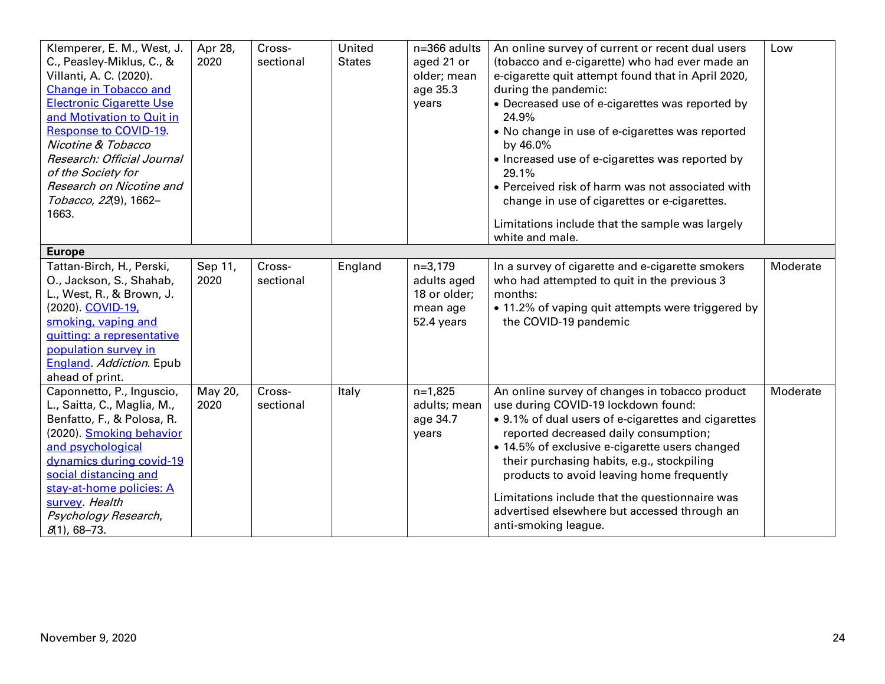| | | | | | | |
|---|---|---|---|---|---|---|
| Klemperer, E. M., West, J. C., Peasley-Miklus, C., & Villanti, A. C. (2020). [Change in Tobacco and Electronic Cigarette Use and Motivation to Quit in Response to COVID-19](). *Nicotine & Tobacco Research: Official Journal of the Society for Research on Nicotine and Tobacco*, *22*(9), 1662–1663. | Apr 28, 2020 | Cross-sectional | United States | n=366 adults aged 21 or older; mean age 35.3 years | An online survey of current or recent dual users (tobacco and e-cigarette) who had ever made an e-cigarette quit attempt found that in April 2020, during the pandemic:<br>• Decreased use of e-cigarettes was reported by 24.9%<br>• No change in use of e-cigarettes was reported by 46.0%<br>• Increased use of e-cigarettes was reported by 29.1%<br>• Perceived risk of harm was not associated with change in use of cigarettes or e-cigarettes.<br><br>Limitations include that the sample was largely white and male. | Low |
| **Europe** | | | | | | |
| Tattan-Birch, H., Perski, O., Jackson, S., Shahab, L., West, R., & Brown, J. (2020). [COVID-19, smoking, vaping and quitting: a representative population survey in England](). *Addiction*. Epub ahead of print. | Sep 11, 2020 | Cross-sectional | England | n=3,179 adults aged 18 or older; mean age 52.4 years | In a survey of cigarette and e-cigarette smokers who had attempted to quit in the previous 3 months:<br>• 11.2% of vaping quit attempts were triggered by the COVID-19 pandemic | Moderate |
| Caponnetto, P., Inguscio, L., Saitta, C., Maglia, M., Benfatto, F., & Polosa, R. (2020). [Smoking behavior and psychological dynamics during covid-19 social distancing and stay-at-home policies: A survey](). *Health Psychology Research*, *8*(1), 68–73. | May 20, 2020 | Cross-sectional | Italy | n=1,825 adults; mean age 34.7 years | An online survey of changes in tobacco product use during COVID-19 lockdown found:<br>• 9.1% of dual users of e-cigarettes and cigarettes reported decreased daily consumption;<br>• 14.5% of exclusive e-cigarette users changed their purchasing habits, e.g., stockpiling products to avoid leaving home frequently<br><br>Limitations include that the questionnaire was advertised elsewhere but accessed through an anti-smoking league. | Moderate |

November 9, 2020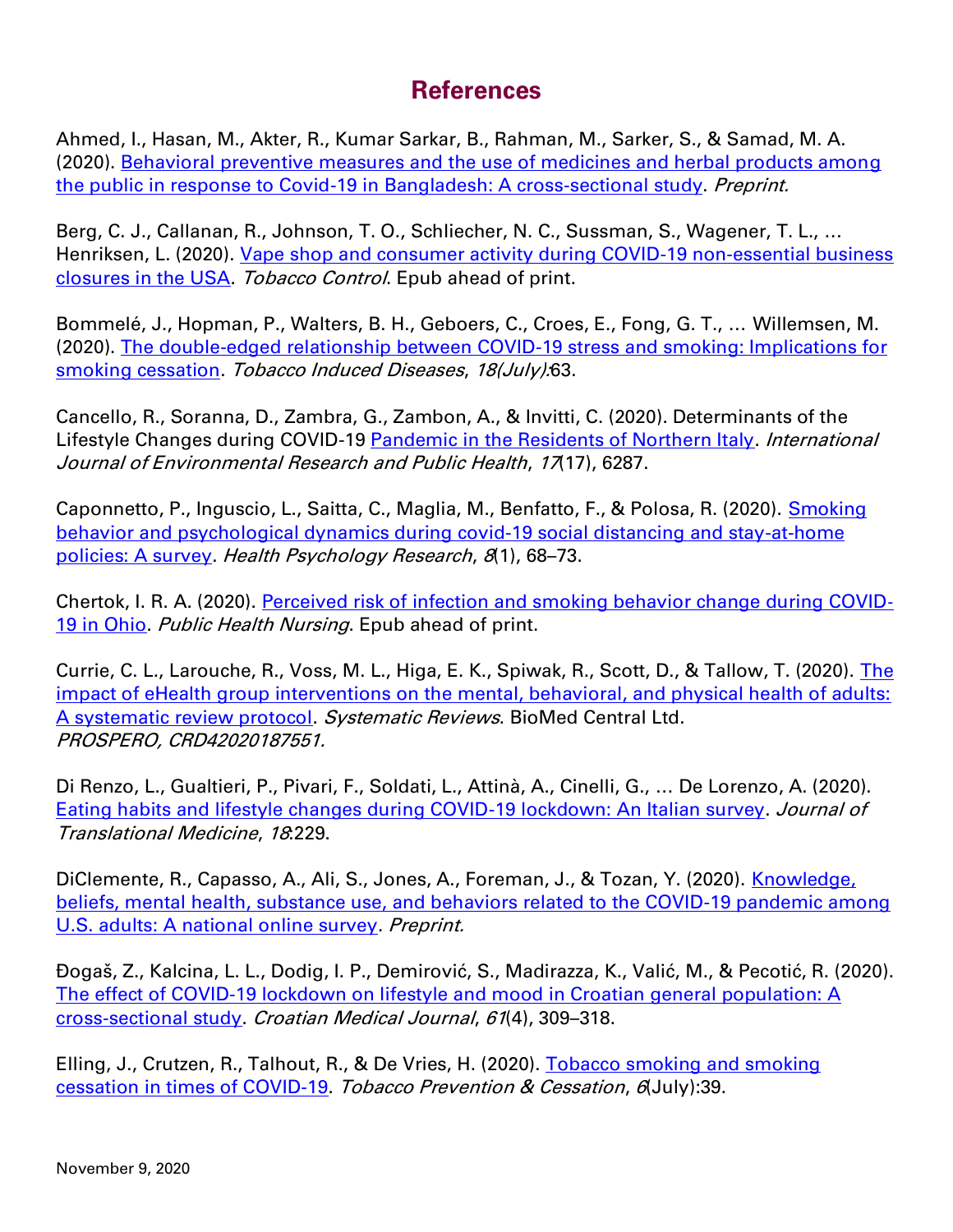# References

Ahmed, I., Hasan, M., Akter, R., Kumar Sarkar, B., Rahman, M., Sarker, S., & Samad, M. A. (2020). Behavioral preventive measures and the use of medicines and herbal products among the public in response to Covid-19 in Bangladesh: A cross-sectional study. *Preprint.*

Berg, C. J., Callanan, R., Johnson, T. O., Schliecher, N. C., Sussman, S., Wagener, T. L., … Henriksen, L. (2020). Vape shop and consumer activity during COVID-19 non-essential business closures in the USA. *Tobacco Control*. Epub ahead of print.

Bommelé, J., Hopman, P., Walters, B. H., Geboers, C., Croes, E., Fong, G. T., … Willemsen, M. (2020). The double-edged relationship between COVID-19 stress and smoking: Implications for smoking cessation. *Tobacco Induced Diseases*, *18(July)*:63.

Cancello, R., Soranna, D., Zambra, G., Zambon, A., & Invitti, C. (2020). Determinants of the Lifestyle Changes during COVID-19 Pandemic in the Residents of Northern Italy. *International Journal of Environmental Research and Public Health*, *17*(17), 6287.

Caponnetto, P., Inguscio, L., Saitta, C., Maglia, M., Benfatto, F., & Polosa, R. (2020). Smoking behavior and psychological dynamics during covid-19 social distancing and stay-at-home policies: A survey. *Health Psychology Research*, *8*(1), 68–73.

Chertok, I. R. A. (2020). Perceived risk of infection and smoking behavior change during COVID-19 in Ohio. *Public Health Nursing*. Epub ahead of print.

Currie, C. L., Larouche, R., Voss, M. L., Higa, E. K., Spiwak, R., Scott, D., & Tallow, T. (2020). The impact of eHealth group interventions on the mental, behavioral, and physical health of adults: A systematic review protocol. *Systematic Reviews*. BioMed Central Ltd. *PROSPERO, CRD42020187551.*

Di Renzo, L., Gualtieri, P., Pivari, F., Soldati, L., Attinà, A., Cinelli, G., … De Lorenzo, A. (2020). Eating habits and lifestyle changes during COVID-19 lockdown: An Italian survey. *Journal of Translational Medicine*, *18*:229.

DiClemente, R., Capasso, A., Ali, S., Jones, A., Foreman, J., & Tozan, Y. (2020). Knowledge, beliefs, mental health, substance use, and behaviors related to the COVID-19 pandemic among U.S. adults: A national online survey. *Preprint.*

Đogaš, Z., Kalcina, L. L., Dodig, I. P., Demirović, S., Madirazza, K., Valić, M., & Pecotić, R. (2020). The effect of COVID-19 lockdown on lifestyle and mood in Croatian general population: A cross-sectional study. *Croatian Medical Journal*, *61*(4), 309–318.

Elling, J., Crutzen, R., Talhout, R., & De Vries, H. (2020). Tobacco smoking and smoking cessation in times of COVID-19. *Tobacco Prevention & Cessation*, *6*(July):39.

November 9, 2020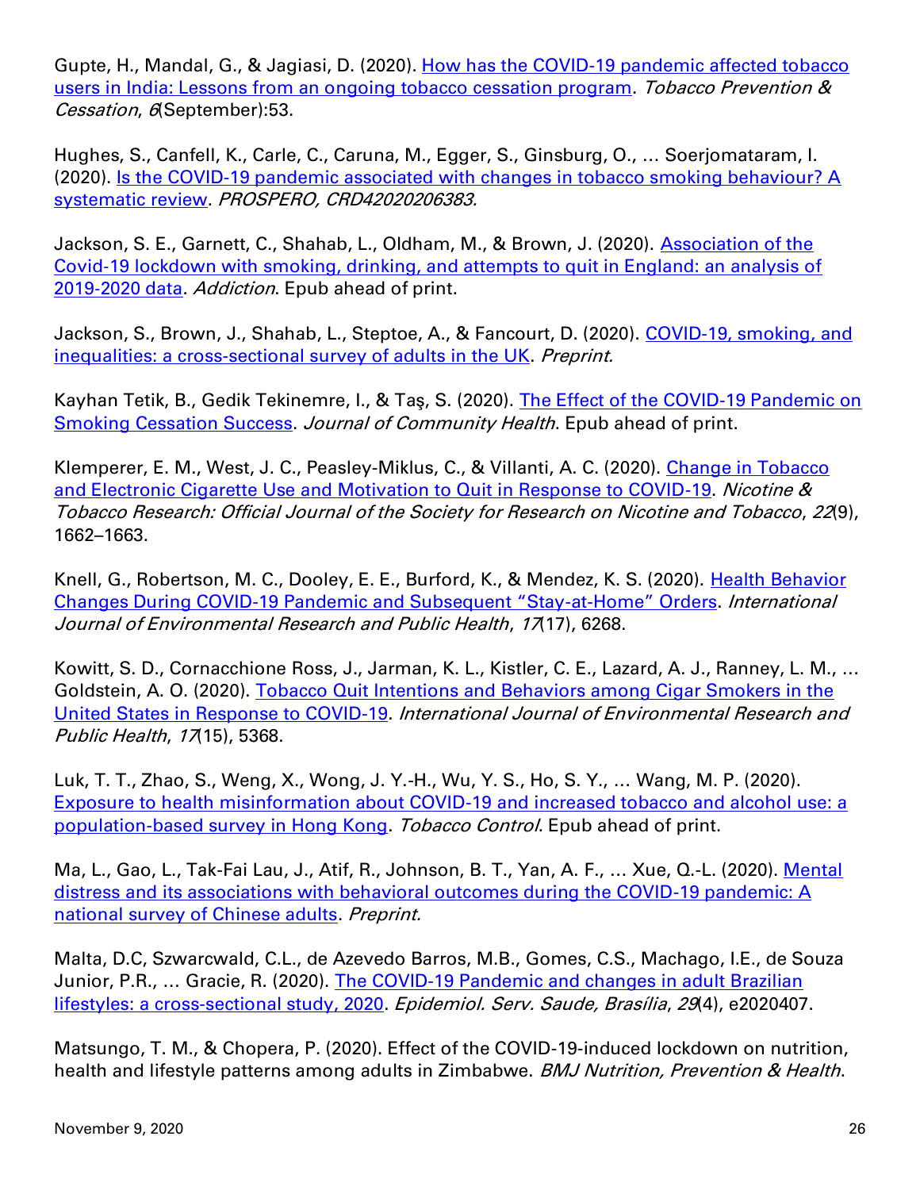Gupte, H., Mandal, G., & Jagiasi, D. (2020). How has the COVID-19 pandemic affected tobacco users in India: Lessons from an ongoing tobacco cessation program. *Tobacco Prevention & Cessation*, *6*(September):53.

Hughes, S., Canfell, K., Carle, C., Caruna, M., Egger, S., Ginsburg, O., … Soerjomataram, I. (2020). Is the COVID-19 pandemic associated with changes in tobacco smoking behaviour? A systematic review. *PROSPERO, CRD42020206383*.

Jackson, S. E., Garnett, C., Shahab, L., Oldham, M., & Brown, J. (2020). Association of the Covid-19 lockdown with smoking, drinking, and attempts to quit in England: an analysis of 2019-2020 data. *Addiction*. Epub ahead of print.

Jackson, S., Brown, J., Shahab, L., Steptoe, A., & Fancourt, D. (2020). COVID-19, smoking, and inequalities: a cross-sectional survey of adults in the UK. *Preprint.*

Kayhan Tetik, B., Gedik Tekinemre, I., & Taş, S. (2020). The Effect of the COVID-19 Pandemic on Smoking Cessation Success. *Journal of Community Health*. Epub ahead of print.

Klemperer, E. M., West, J. C., Peasley-Miklus, C., & Villanti, A. C. (2020). Change in Tobacco and Electronic Cigarette Use and Motivation to Quit in Response to COVID-19. *Nicotine & Tobacco Research: Official Journal of the Society for Research on Nicotine and Tobacco*, *22*(9), 1662–1663.

Knell, G., Robertson, M. C., Dooley, E. E., Burford, K., & Mendez, K. S. (2020). Health Behavior Changes During COVID-19 Pandemic and Subsequent "Stay-at-Home" Orders. *International Journal of Environmental Research and Public Health*, *17*(17), 6268.

Kowitt, S. D., Cornacchione Ross, J., Jarman, K. L., Kistler, C. E., Lazard, A. J., Ranney, L. M., … Goldstein, A. O. (2020). Tobacco Quit Intentions and Behaviors among Cigar Smokers in the United States in Response to COVID-19. *International Journal of Environmental Research and Public Health*, *17*(15), 5368.

Luk, T. T., Zhao, S., Weng, X., Wong, J. Y.-H., Wu, Y. S., Ho, S. Y., … Wang, M. P. (2020). Exposure to health misinformation about COVID-19 and increased tobacco and alcohol use: a population-based survey in Hong Kong. *Tobacco Control*. Epub ahead of print.

Ma, L., Gao, L., Tak-Fai Lau, J., Atif, R., Johnson, B. T., Yan, A. F., … Xue, Q.-L. (2020). Mental distress and its associations with behavioral outcomes during the COVID-19 pandemic: A national survey of Chinese adults. *Preprint.*

Malta, D.C, Szwarcwald, C.L., de Azevedo Barros, M.B., Gomes, C.S., Machago, I.E., de Souza Junior, P.R., … Gracie, R. (2020). The COVID-19 Pandemic and changes in adult Brazilian lifestyles: a cross-sectional study, 2020. *Epidemiol. Serv. Saude, Brasília*, *29*(4), e2020407.

Matsungo, T. M., & Chopera, P. (2020). Effect of the COVID-19-induced lockdown on nutrition, health and lifestyle patterns among adults in Zimbabwe. *BMJ Nutrition, Prevention & Health*.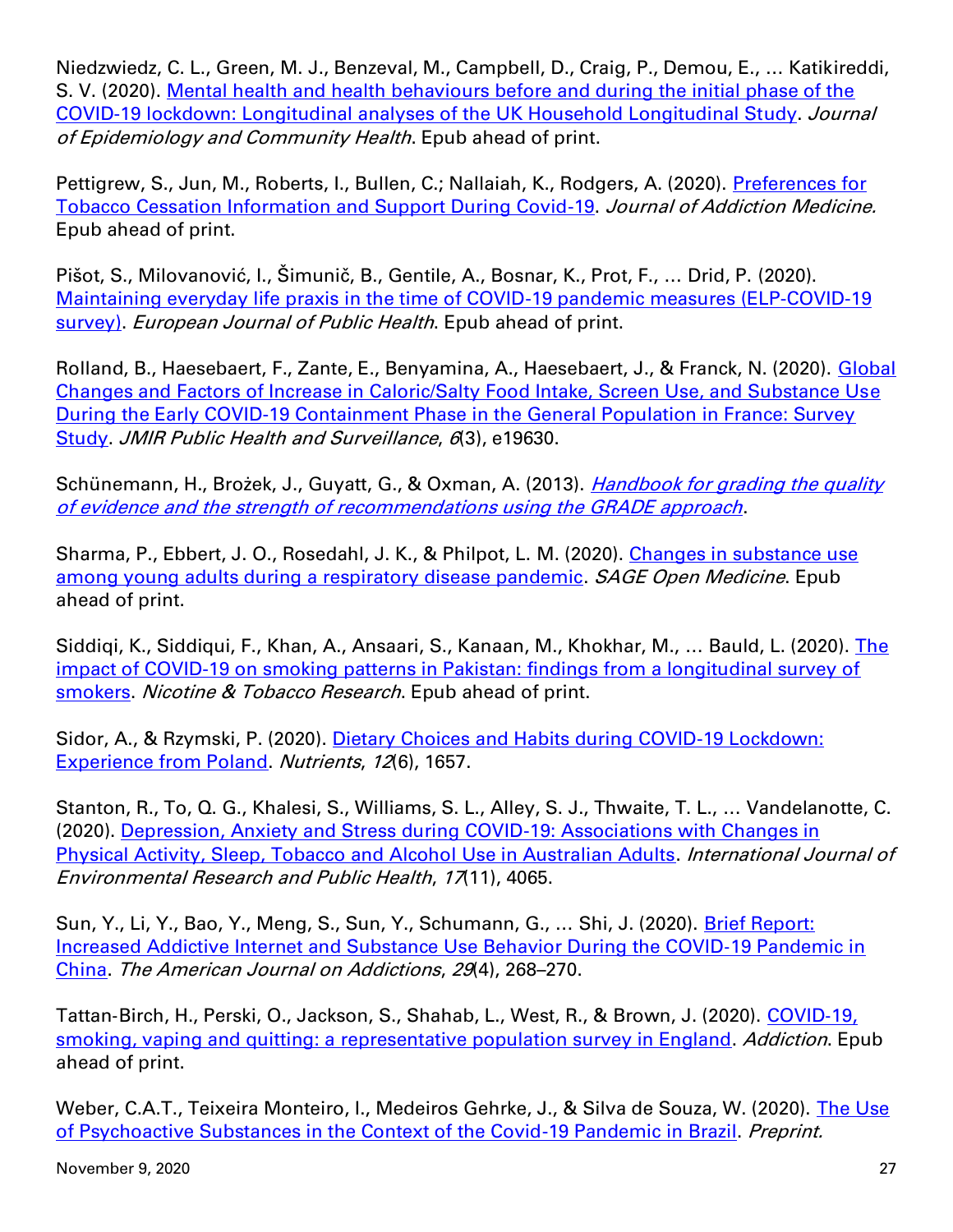Niedzwiedz, C. L., Green, M. J., Benzeval, M., Campbell, D., Craig, P., Demou, E., … Katikireddi, S. V. (2020). Mental health and health behaviours before and during the initial phase of the COVID-19 lockdown: Longitudinal analyses of the UK Household Longitudinal Study. *Journal of Epidemiology and Community Health*. Epub ahead of print.

Pettigrew, S., Jun, M., Roberts, I., Bullen, C.; Nallaiah, K., Rodgers, A. (2020). Preferences for Tobacco Cessation Information and Support During Covid-19. *Journal of Addiction Medicine.* Epub ahead of print.

Pišot, S., Milovanović, I., Šimunič, B., Gentile, A., Bosnar, K., Prot, F., … Drid, P. (2020). Maintaining everyday life praxis in the time of COVID-19 pandemic measures (ELP-COVID-19 survey). *European Journal of Public Health*. Epub ahead of print.

Rolland, B., Haesebaert, F., Zante, E., Benyamina, A., Haesebaert, J., & Franck, N. (2020). Global Changes and Factors of Increase in Caloric/Salty Food Intake, Screen Use, and Substance Use During the Early COVID-19 Containment Phase in the General Population in France: Survey Study. *JMIR Public Health and Surveillance*, *6*(3), e19630.

Schünemann, H., Brożek, J., Guyatt, G., & Oxman, A. (2013). *Handbook for grading the quality of evidence and the strength of recommendations using the GRADE approach*.

Sharma, P., Ebbert, J. O., Rosedahl, J. K., & Philpot, L. M. (2020). Changes in substance use among young adults during a respiratory disease pandemic. *SAGE Open Medicine*. Epub ahead of print.

Siddiqi, K., Siddiqui, F., Khan, A., Ansaari, S., Kanaan, M., Khokhar, M., … Bauld, L. (2020). The impact of COVID-19 on smoking patterns in Pakistan: findings from a longitudinal survey of smokers. *Nicotine & Tobacco Research*. Epub ahead of print.

Sidor, A., & Rzymski, P. (2020). Dietary Choices and Habits during COVID-19 Lockdown: Experience from Poland. *Nutrients*, *12*(6), 1657.

Stanton, R., To, Q. G., Khalesi, S., Williams, S. L., Alley, S. J., Thwaite, T. L., … Vandelanotte, C. (2020). Depression, Anxiety and Stress during COVID-19: Associations with Changes in Physical Activity, Sleep, Tobacco and Alcohol Use in Australian Adults. *International Journal of Environmental Research and Public Health*, *17*(11), 4065.

Sun, Y., Li, Y., Bao, Y., Meng, S., Sun, Y., Schumann, G., … Shi, J. (2020). Brief Report: Increased Addictive Internet and Substance Use Behavior During the COVID-19 Pandemic in China. *The American Journal on Addictions*, *29*(4), 268–270.

Tattan-Birch, H., Perski, O., Jackson, S., Shahab, L., West, R., & Brown, J. (2020). COVID-19, smoking, vaping and quitting: a representative population survey in England. *Addiction*. Epub ahead of print.

Weber, C.A.T., Teixeira Monteiro, I., Medeiros Gehrke, J., & Silva de Souza, W. (2020). The Use of Psychoactive Substances in the Context of the Covid-19 Pandemic in Brazil. *Preprint.*

November 9, 2020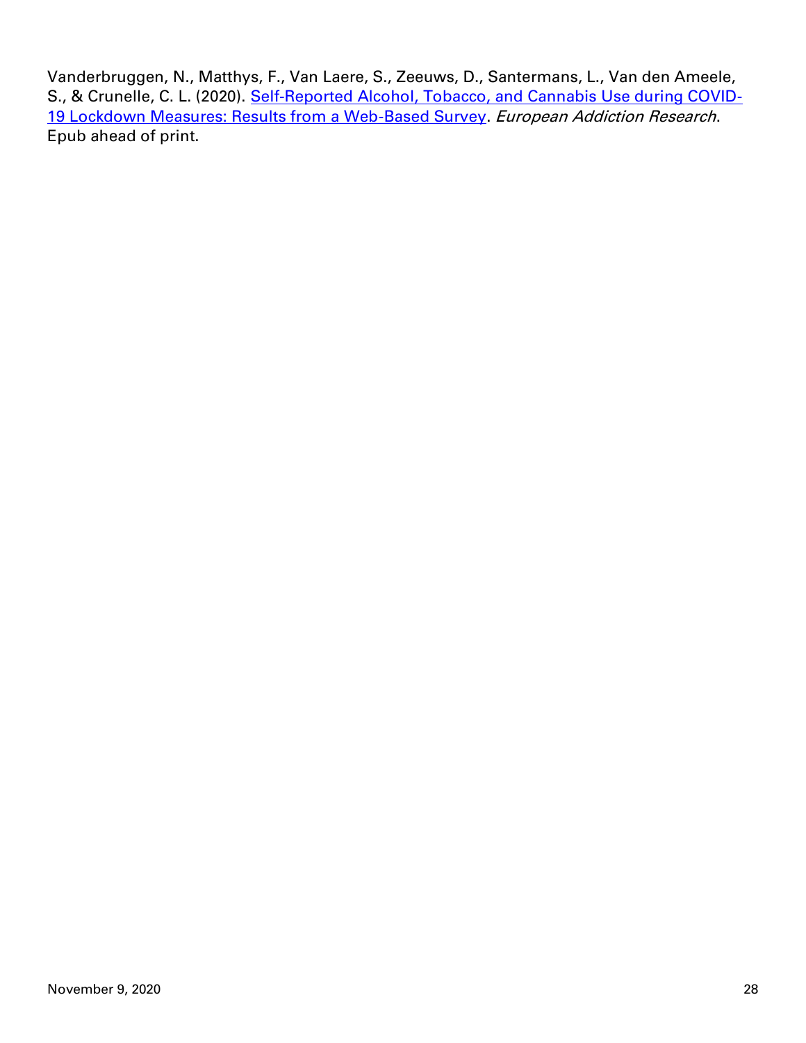Vanderbruggen, N., Matthys, F., Van Laere, S., Zeeuws, D., Santermans, L., Van den Ameele, S., & Crunelle, C. L. (2020). Self-Reported Alcohol, Tobacco, and Cannabis Use during COVID-19 Lockdown Measures: Results from a Web-Based Survey. *European Addiction Research*. Epub ahead of print.